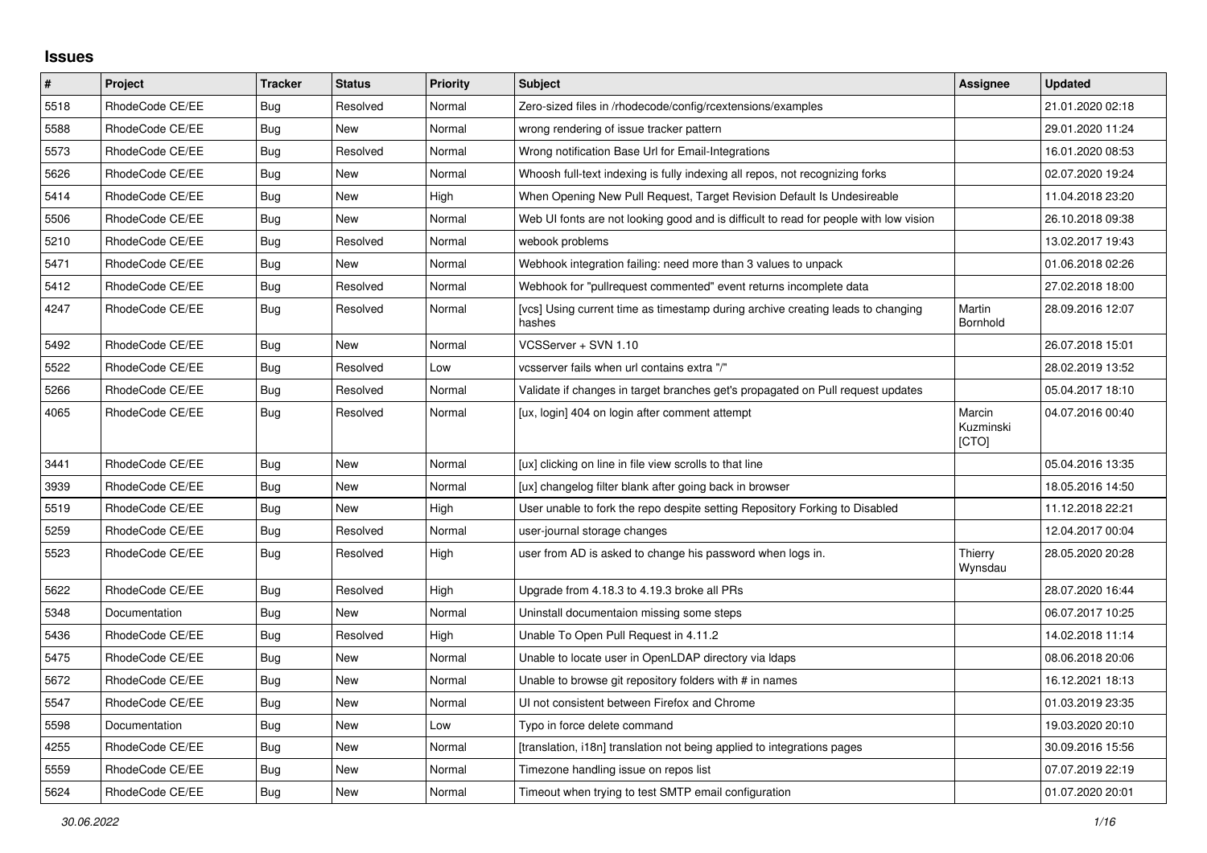# Issues

| # | Project | Tracker | Status | Priority | Subject | Assignee | Updated |
|---|---|---|---|---|---|---|---|
| 5518 | RhodeCode CE/EE | Bug | Resolved | Normal | Zero-sized files in /rhodecode/config/rcextensions/examples | | 21.01.2020 02:18 |
| 5588 | RhodeCode CE/EE | Bug | New | Normal | wrong rendering of issue tracker pattern | | 29.01.2020 11:24 |
| 5573 | RhodeCode CE/EE | Bug | Resolved | Normal | Wrong notification Base Url for Email-Integrations | | 16.01.2020 08:53 |
| 5626 | RhodeCode CE/EE | Bug | New | Normal | Whoosh full-text indexing is fully indexing all repos, not recognizing forks | | 02.07.2020 19:24 |
| 5414 | RhodeCode CE/EE | Bug | New | High | When Opening New Pull Request, Target Revision Default Is Undesireable | | 11.04.2018 23:20 |
| 5506 | RhodeCode CE/EE | Bug | New | Normal | Web UI fonts are not looking good and is difficult to read for people with low vision | | 26.10.2018 09:38 |
| 5210 | RhodeCode CE/EE | Bug | Resolved | Normal | webook problems | | 13.02.2017 19:43 |
| 5471 | RhodeCode CE/EE | Bug | New | Normal | Webhook integration failing: need more than 3 values to unpack | | 01.06.2018 02:26 |
| 5412 | RhodeCode CE/EE | Bug | Resolved | Normal | Webhook for "pullrequest commented" event returns incomplete data | | 27.02.2018 18:00 |
| 4247 | RhodeCode CE/EE | Bug | Resolved | Normal | [vcs] Using current time as timestamp during archive creating leads to changing hashes | Martin Bornhold | 28.09.2016 12:07 |
| 5492 | RhodeCode CE/EE | Bug | New | Normal | VCSServer + SVN 1.10 | | 26.07.2018 15:01 |
| 5522 | RhodeCode CE/EE | Bug | Resolved | Low | vcsserver fails when url contains extra "/" | | 28.02.2019 13:52 |
| 5266 | RhodeCode CE/EE | Bug | Resolved | Normal | Validate if changes in target branches get's propagated on Pull request updates | | 05.04.2017 18:10 |
| 4065 | RhodeCode CE/EE | Bug | Resolved | Normal | [ux, login] 404 on login after comment attempt | Marcin Kuzminski [CTO] | 04.07.2016 00:40 |
| 3441 | RhodeCode CE/EE | Bug | New | Normal | [ux] clicking on line in file view scrolls to that line | | 05.04.2016 13:35 |
| 3939 | RhodeCode CE/EE | Bug | New | Normal | [ux] changelog filter blank after going back in browser | | 18.05.2016 14:50 |
| 5519 | RhodeCode CE/EE | Bug | New | High | User unable to fork the repo despite setting Repository Forking to Disabled | | 11.12.2018 22:21 |
| 5259 | RhodeCode CE/EE | Bug | Resolved | Normal | user-journal storage changes | | 12.04.2017 00:04 |
| 5523 | RhodeCode CE/EE | Bug | Resolved | High | user from AD is asked to change his password when logs in. | Thierry Wynsdau | 28.05.2020 20:28 |
| 5622 | RhodeCode CE/EE | Bug | Resolved | High | Upgrade from 4.18.3 to 4.19.3 broke all PRs | | 28.07.2020 16:44 |
| 5348 | Documentation | Bug | New | Normal | Uninstall documentaion missing some steps | | 06.07.2017 10:25 |
| 5436 | RhodeCode CE/EE | Bug | Resolved | High | Unable To Open Pull Request in 4.11.2 | | 14.02.2018 11:14 |
| 5475 | RhodeCode CE/EE | Bug | New | Normal | Unable to locate user in OpenLDAP directory via ldaps | | 08.06.2018 20:06 |
| 5672 | RhodeCode CE/EE | Bug | New | Normal | Unable to browse git repository folders with # in names | | 16.12.2021 18:13 |
| 5547 | RhodeCode CE/EE | Bug | New | Normal | UI not consistent between Firefox and Chrome | | 01.03.2019 23:35 |
| 5598 | Documentation | Bug | New | Low | Typo in force delete command | | 19.03.2020 20:10 |
| 4255 | RhodeCode CE/EE | Bug | New | Normal | [translation, i18n] translation not being applied to integrations pages | | 30.09.2016 15:56 |
| 5559 | RhodeCode CE/EE | Bug | New | Normal | Timezone handling issue on repos list | | 07.07.2019 22:19 |
| 5624 | RhodeCode CE/EE | Bug | New | Normal | Timeout when trying to test SMTP email configuration | | 01.07.2020 20:01 |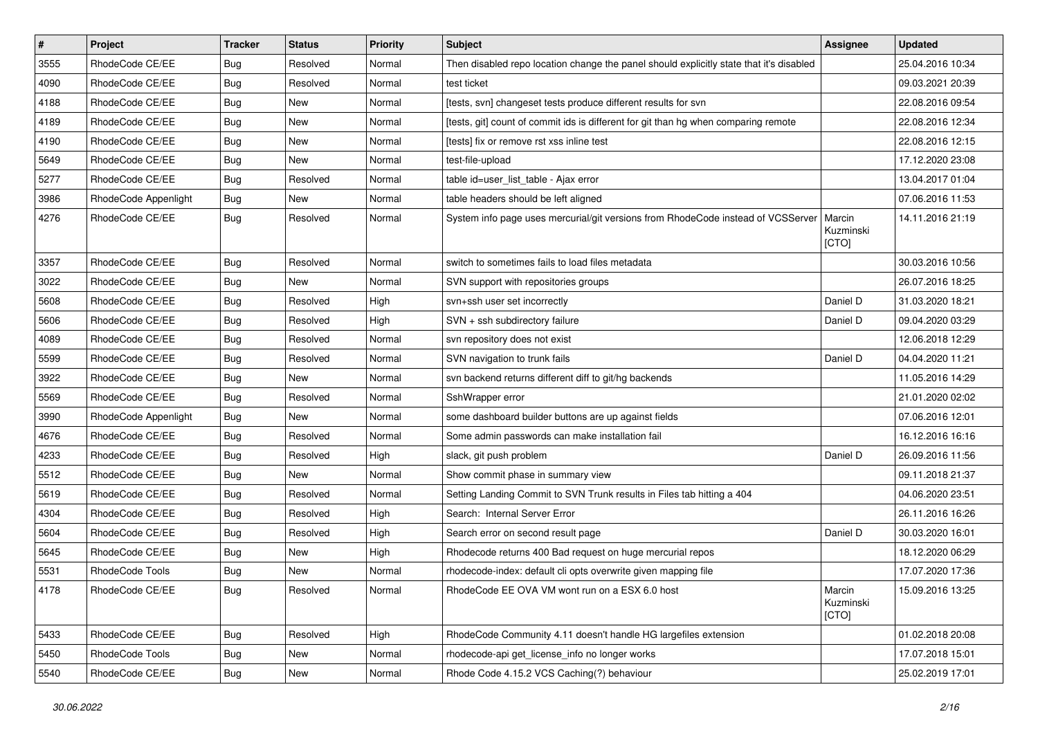| # | Project | Tracker | Status | Priority | Subject | Assignee | Updated |
|---|---|---|---|---|---|---|---|
| 3555 | RhodeCode CE/EE | Bug | Resolved | Normal | Then disabled repo location change the panel should explicitly state that it's disabled | | 25.04.2016 10:34 |
| 4090 | RhodeCode CE/EE | Bug | Resolved | Normal | test ticket | | 09.03.2021 20:39 |
| 4188 | RhodeCode CE/EE | Bug | New | Normal | [tests, svn] changeset tests produce different results for svn | | 22.08.2016 09:54 |
| 4189 | RhodeCode CE/EE | Bug | New | Normal | [tests, git] count of commit ids is different for git than hg when comparing remote | | 22.08.2016 12:34 |
| 4190 | RhodeCode CE/EE | Bug | New | Normal | [tests] fix or remove rst xss inline test | | 22.08.2016 12:15 |
| 5649 | RhodeCode CE/EE | Bug | New | Normal | test-file-upload | | 17.12.2020 23:08 |
| 5277 | RhodeCode CE/EE | Bug | Resolved | Normal | table id=user_list_table - Ajax error | | 13.04.2017 01:04 |
| 3986 | RhodeCode Appenlight | Bug | New | Normal | table headers should be left aligned | | 07.06.2016 11:53 |
| 4276 | RhodeCode CE/EE | Bug | Resolved | Normal | System info page uses mercurial/git versions from RhodeCode instead of VCSServer | Marcin Kuzminski [CTO] | 14.11.2016 21:19 |
| 3357 | RhodeCode CE/EE | Bug | Resolved | Normal | switch to sometimes fails to load files metadata | | 30.03.2016 10:56 |
| 3022 | RhodeCode CE/EE | Bug | New | Normal | SVN support with repositories groups | | 26.07.2016 18:25 |
| 5608 | RhodeCode CE/EE | Bug | Resolved | High | svn+ssh user set incorrectly | Daniel D | 31.03.2020 18:21 |
| 5606 | RhodeCode CE/EE | Bug | Resolved | High | SVN + ssh subdirectory failure | Daniel D | 09.04.2020 03:29 |
| 4089 | RhodeCode CE/EE | Bug | Resolved | Normal | svn repository does not exist | | 12.06.2018 12:29 |
| 5599 | RhodeCode CE/EE | Bug | Resolved | Normal | SVN navigation to trunk fails | Daniel D | 04.04.2020 11:21 |
| 3922 | RhodeCode CE/EE | Bug | New | Normal | svn backend returns different diff to git/hg backends | | 11.05.2016 14:29 |
| 5569 | RhodeCode CE/EE | Bug | Resolved | Normal | SshWrapper error | | 21.01.2020 02:02 |
| 3990 | RhodeCode Appenlight | Bug | New | Normal | some dashboard builder buttons are up against fields | | 07.06.2016 12:01 |
| 4676 | RhodeCode CE/EE | Bug | Resolved | Normal | Some admin passwords can make installation fail | | 16.12.2016 16:16 |
| 4233 | RhodeCode CE/EE | Bug | Resolved | High | slack, git push problem | Daniel D | 26.09.2016 11:56 |
| 5512 | RhodeCode CE/EE | Bug | New | Normal | Show commit phase in summary view | | 09.11.2018 21:37 |
| 5619 | RhodeCode CE/EE | Bug | Resolved | Normal | Setting Landing Commit to SVN Trunk results in Files tab hitting a 404 | | 04.06.2020 23:51 |
| 4304 | RhodeCode CE/EE | Bug | Resolved | High | Search: Internal Server Error | | 26.11.2016 16:26 |
| 5604 | RhodeCode CE/EE | Bug | Resolved | High | Search error on second result page | Daniel D | 30.03.2020 16:01 |
| 5645 | RhodeCode CE/EE | Bug | New | High | Rhodecode returns 400 Bad request on huge mercurial repos | | 18.12.2020 06:29 |
| 5531 | RhodeCode Tools | Bug | New | Normal | rhodecode-index: default cli opts overwrite given mapping file | | 17.07.2020 17:36 |
| 4178 | RhodeCode CE/EE | Bug | Resolved | Normal | RhodeCode EE OVA VM wont run on a ESX 6.0 host | Marcin Kuzminski [CTO] | 15.09.2016 13:25 |
| 5433 | RhodeCode CE/EE | Bug | Resolved | High | RhodeCode Community 4.11 doesn't handle HG largefiles extension | | 01.02.2018 20:08 |
| 5450 | RhodeCode Tools | Bug | New | Normal | rhodecode-api get_license_info no longer works | | 17.07.2018 15:01 |
| 5540 | RhodeCode CE/EE | Bug | New | Normal | Rhode Code 4.15.2 VCS Caching(?) behaviour | | 25.02.2019 17:01 |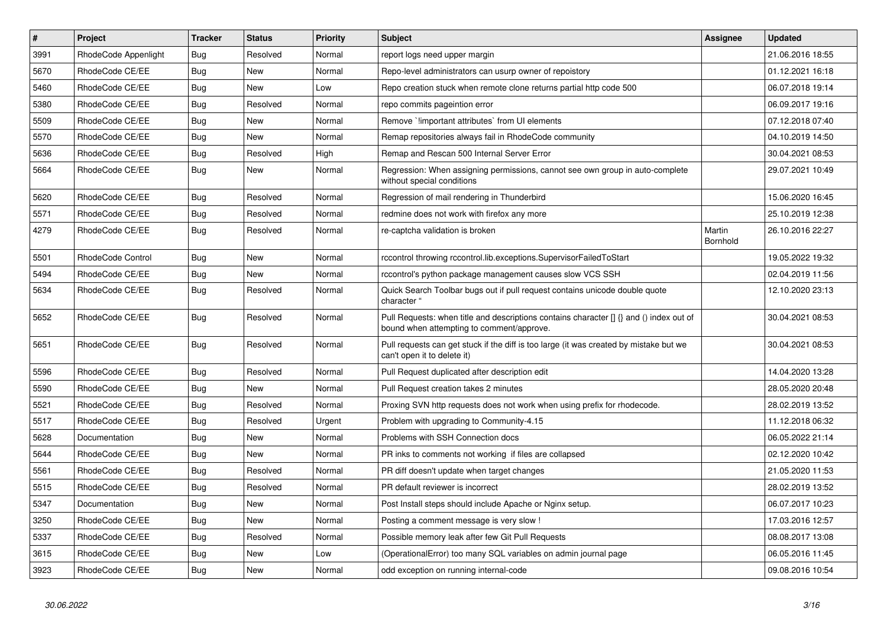| # | Project | Tracker | Status | Priority | Subject | Assignee | Updated |
|---|---|---|---|---|---|---|---|
| 3991 | RhodeCode Appenlight | Bug | Resolved | Normal | report logs need upper margin | | 21.06.2016 18:55 |
| 5670 | RhodeCode CE/EE | Bug | New | Normal | Repo-level administrators can usurp owner of repoistory | | 01.12.2021 16:18 |
| 5460 | RhodeCode CE/EE | Bug | New | Low | Repo creation stuck when remote clone returns partial http code 500 | | 06.07.2018 19:14 |
| 5380 | RhodeCode CE/EE | Bug | Resolved | Normal | repo commits pageintion error | | 06.09.2017 19:16 |
| 5509 | RhodeCode CE/EE | Bug | New | Normal | Remove `!important attributes` from UI elements | | 07.12.2018 07:40 |
| 5570 | RhodeCode CE/EE | Bug | New | Normal | Remap repositories always fail in RhodeCode community | | 04.10.2019 14:50 |
| 5636 | RhodeCode CE/EE | Bug | Resolved | High | Remap and Rescan 500 Internal Server Error | | 30.04.2021 08:53 |
| 5664 | RhodeCode CE/EE | Bug | New | Normal | Regression: When assigning permissions, cannot see own group in auto-complete without special conditions | | 29.07.2021 10:49 |
| 5620 | RhodeCode CE/EE | Bug | Resolved | Normal | Regression of mail rendering in Thunderbird | | 15.06.2020 16:45 |
| 5571 | RhodeCode CE/EE | Bug | Resolved | Normal | redmine does not work with firefox any more | | 25.10.2019 12:38 |
| 4279 | RhodeCode CE/EE | Bug | Resolved | Normal | re-captcha validation is broken | Martin Bornhold | 26.10.2016 22:27 |
| 5501 | RhodeCode Control | Bug | New | Normal | rccontrol throwing rccontrol.lib.exceptions.SupervisorFailedToStart | | 19.05.2022 19:32 |
| 5494 | RhodeCode CE/EE | Bug | New | Normal | rccontrol's python package management causes slow VCS SSH | | 02.04.2019 11:56 |
| 5634 | RhodeCode CE/EE | Bug | Resolved | Normal | Quick Search Toolbar bugs out if pull request contains unicode double quote character " | | 12.10.2020 23:13 |
| 5652 | RhodeCode CE/EE | Bug | Resolved | Normal | Pull Requests: when title and descriptions contains character [] {} and () index out of bound when attempting to comment/approve. | | 30.04.2021 08:53 |
| 5651 | RhodeCode CE/EE | Bug | Resolved | Normal | Pull requests can get stuck if the diff is too large (it was created by mistake but we can't open it to delete it) | | 30.04.2021 08:53 |
| 5596 | RhodeCode CE/EE | Bug | Resolved | Normal | Pull Request duplicated after description edit | | 14.04.2020 13:28 |
| 5590 | RhodeCode CE/EE | Bug | New | Normal | Pull Request creation takes 2 minutes | | 28.05.2020 20:48 |
| 5521 | RhodeCode CE/EE | Bug | Resolved | Normal | Proxing SVN http requests does not work when using prefix for rhodecode. | | 28.02.2019 13:52 |
| 5517 | RhodeCode CE/EE | Bug | Resolved | Urgent | Problem with upgrading to Community-4.15 | | 11.12.2018 06:32 |
| 5628 | Documentation | Bug | New | Normal | Problems with SSH Connection docs | | 06.05.2022 21:14 |
| 5644 | RhodeCode CE/EE | Bug | New | Normal | PR inks to comments not working if files are collapsed | | 02.12.2020 10:42 |
| 5561 | RhodeCode CE/EE | Bug | Resolved | Normal | PR diff doesn't update when target changes | | 21.05.2020 11:53 |
| 5515 | RhodeCode CE/EE | Bug | Resolved | Normal | PR default reviewer is incorrect | | 28.02.2019 13:52 |
| 5347 | Documentation | Bug | New | Normal | Post Install steps should include Apache or Nginx setup. | | 06.07.2017 10:23 |
| 3250 | RhodeCode CE/EE | Bug | New | Normal | Posting a comment message is very slow ! | | 17.03.2016 12:57 |
| 5337 | RhodeCode CE/EE | Bug | Resolved | Normal | Possible memory leak after few Git Pull Requests | | 08.08.2017 13:08 |
| 3615 | RhodeCode CE/EE | Bug | New | Low | (OperationalError) too many SQL variables on admin journal page | | 06.05.2016 11:45 |
| 3923 | RhodeCode CE/EE | Bug | New | Normal | odd exception on running internal-code | | 09.08.2016 10:54 |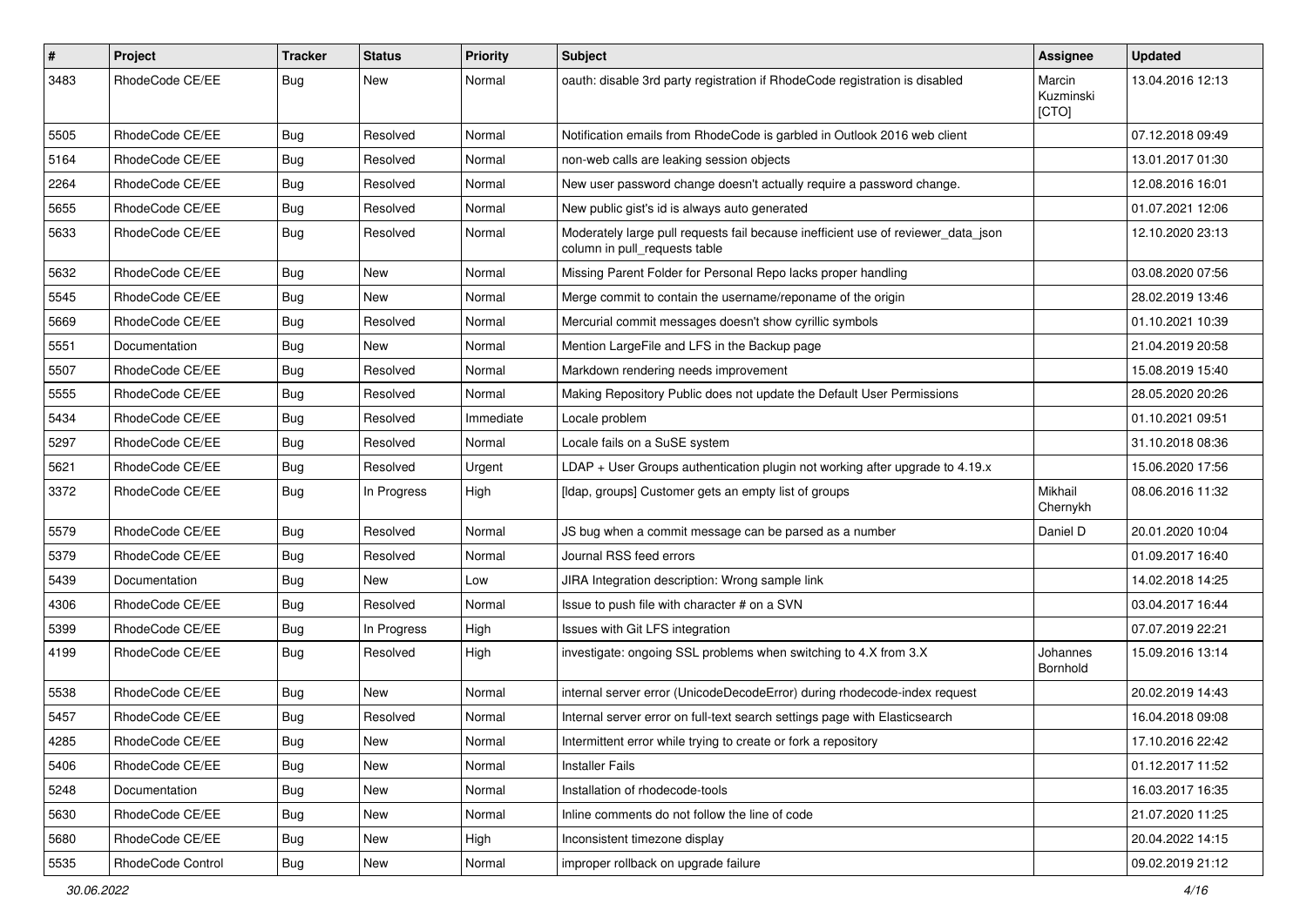| # | Project | Tracker | Status | Priority | Subject | Assignee | Updated |
| --- | --- | --- | --- | --- | --- | --- | --- |
| 3483 | RhodeCode CE/EE | Bug | New | Normal | oauth: disable 3rd party registration if RhodeCode registration is disabled | Marcin Kuzminski [CTO] | 13.04.2016 12:13 |
| 5505 | RhodeCode CE/EE | Bug | Resolved | Normal | Notification emails from RhodeCode is garbled in Outlook 2016 web client | | 07.12.2018 09:49 |
| 5164 | RhodeCode CE/EE | Bug | Resolved | Normal | non-web calls are leaking session objects | | 13.01.2017 01:30 |
| 2264 | RhodeCode CE/EE | Bug | Resolved | Normal | New user password change doesn't actually require a password change. | | 12.08.2016 16:01 |
| 5655 | RhodeCode CE/EE | Bug | Resolved | Normal | New public gist's id is always auto generated | | 01.07.2021 12:06 |
| 5633 | RhodeCode CE/EE | Bug | Resolved | Normal | Moderately large pull requests fail because inefficient use of reviewer_data_json column in pull_requests table | | 12.10.2020 23:13 |
| 5632 | RhodeCode CE/EE | Bug | New | Normal | Missing Parent Folder for Personal Repo lacks proper handling | | 03.08.2020 07:56 |
| 5545 | RhodeCode CE/EE | Bug | New | Normal | Merge commit to contain the username/reponame of the origin | | 28.02.2019 13:46 |
| 5669 | RhodeCode CE/EE | Bug | Resolved | Normal | Mercurial commit messages doesn't show cyrillic symbols | | 01.10.2021 10:39 |
| 5551 | Documentation | Bug | New | Normal | Mention LargeFile and LFS in the Backup page | | 21.04.2019 20:58 |
| 5507 | RhodeCode CE/EE | Bug | Resolved | Normal | Markdown rendering needs improvement | | 15.08.2019 15:40 |
| 5555 | RhodeCode CE/EE | Bug | Resolved | Normal | Making Repository Public does not update the Default User Permissions | | 28.05.2020 20:26 |
| 5434 | RhodeCode CE/EE | Bug | Resolved | Immediate | Locale problem | | 01.10.2021 09:51 |
| 5297 | RhodeCode CE/EE | Bug | Resolved | Normal | Locale fails on a SuSE system | | 31.10.2018 08:36 |
| 5621 | RhodeCode CE/EE | Bug | Resolved | Urgent | LDAP + User Groups authentication plugin not working after upgrade to 4.19.x | | 15.06.2020 17:56 |
| 3372 | RhodeCode CE/EE | Bug | In Progress | High | [ldap, groups] Customer gets an empty list of groups | Mikhail Chernykh | 08.06.2016 11:32 |
| 5579 | RhodeCode CE/EE | Bug | Resolved | Normal | JS bug when a commit message can be parsed as a number | Daniel D | 20.01.2020 10:04 |
| 5379 | RhodeCode CE/EE | Bug | Resolved | Normal | Journal RSS feed errors | | 01.09.2017 16:40 |
| 5439 | Documentation | Bug | New | Low | JIRA Integration description: Wrong sample link | | 14.02.2018 14:25 |
| 4306 | RhodeCode CE/EE | Bug | Resolved | Normal | Issue to push file with character # on a SVN | | 03.04.2017 16:44 |
| 5399 | RhodeCode CE/EE | Bug | In Progress | High | Issues with Git LFS integration | | 07.07.2019 22:21 |
| 4199 | RhodeCode CE/EE | Bug | Resolved | High | investigate: ongoing SSL problems when switching to 4.X from 3.X | Johannes Bornhold | 15.09.2016 13:14 |
| 5538 | RhodeCode CE/EE | Bug | New | Normal | internal server error (UnicodeDecodeError) during rhodecode-index request | | 20.02.2019 14:43 |
| 5457 | RhodeCode CE/EE | Bug | Resolved | Normal | Internal server error on full-text search settings page with Elasticsearch | | 16.04.2018 09:08 |
| 4285 | RhodeCode CE/EE | Bug | New | Normal | Intermittent error while trying to create or fork a repository | | 17.10.2016 22:42 |
| 5406 | RhodeCode CE/EE | Bug | New | Normal | Installer Fails | | 01.12.2017 11:52 |
| 5248 | Documentation | Bug | New | Normal | Installation of rhodecode-tools | | 16.03.2017 16:35 |
| 5630 | RhodeCode CE/EE | Bug | New | Normal | Inline comments do not follow the line of code | | 21.07.2020 11:25 |
| 5680 | RhodeCode CE/EE | Bug | New | High | Inconsistent timezone display | | 20.04.2022 14:15 |
| 5535 | RhodeCode Control | Bug | New | Normal | improper rollback on upgrade failure | | 09.02.2019 21:12 |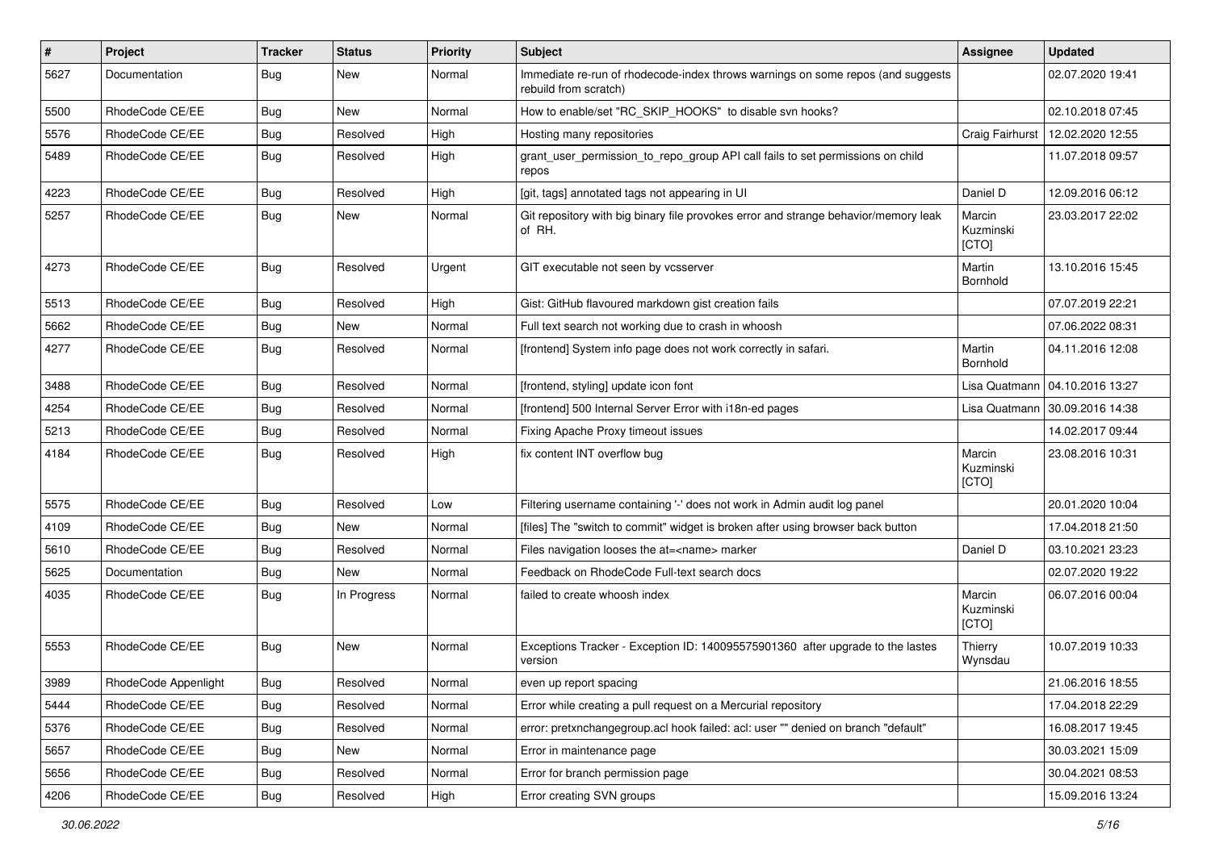| # | Project | Tracker | Status | Priority | Subject | Assignee | Updated |
|---|---|---|---|---|---|---|---|
| 5627 | Documentation | Bug | New | Normal | Immediate re-run of rhodecode-index throws warnings on some repos (and suggests rebuild from scratch) | | 02.07.2020 19:41 |
| 5500 | RhodeCode CE/EE | Bug | New | Normal | How to enable/set "RC_SKIP_HOOKS" to disable svn hooks? | | 02.10.2018 07:45 |
| 5576 | RhodeCode CE/EE | Bug | Resolved | High | Hosting many repositories | Craig Fairhurst | 12.02.2020 12:55 |
| 5489 | RhodeCode CE/EE | Bug | Resolved | High | grant_user_permission_to_repo_group API call fails to set permissions on child repos | | 11.07.2018 09:57 |
| 4223 | RhodeCode CE/EE | Bug | Resolved | High | [git, tags] annotated tags not appearing in UI | Daniel D | 12.09.2016 06:12 |
| 5257 | RhodeCode CE/EE | Bug | New | Normal | Git repository with big binary file provokes error and strange behavior/memory leak of RH. | Marcin Kuzminski [CTO] | 23.03.2017 22:02 |
| 4273 | RhodeCode CE/EE | Bug | Resolved | Urgent | GIT executable not seen by vcsserver | Martin Bornhold | 13.10.2016 15:45 |
| 5513 | RhodeCode CE/EE | Bug | Resolved | High | Gist: GitHub flavoured markdown gist creation fails | | 07.07.2019 22:21 |
| 5662 | RhodeCode CE/EE | Bug | New | Normal | Full text search not working due to crash in whoosh | | 07.06.2022 08:31 |
| 4277 | RhodeCode CE/EE | Bug | Resolved | Normal | [frontend] System info page does not work correctly in safari. | Martin Bornhold | 04.11.2016 12:08 |
| 3488 | RhodeCode CE/EE | Bug | Resolved | Normal | [frontend, styling] update icon font | Lisa Quatmann | 04.10.2016 13:27 |
| 4254 | RhodeCode CE/EE | Bug | Resolved | Normal | [frontend] 500 Internal Server Error with i18n-ed pages | Lisa Quatmann | 30.09.2016 14:38 |
| 5213 | RhodeCode CE/EE | Bug | Resolved | Normal | Fixing Apache Proxy timeout issues | | 14.02.2017 09:44 |
| 4184 | RhodeCode CE/EE | Bug | Resolved | High | fix content INT overflow bug | Marcin Kuzminski [CTO] | 23.08.2016 10:31 |
| 5575 | RhodeCode CE/EE | Bug | Resolved | Low | Filtering username containing '-' does not work in Admin audit log panel | | 20.01.2020 10:04 |
| 4109 | RhodeCode CE/EE | Bug | New | Normal | [files] The "switch to commit" widget is broken after using browser back button | | 17.04.2018 21:50 |
| 5610 | RhodeCode CE/EE | Bug | Resolved | Normal | Files navigation looses the at=<name> marker | Daniel D | 03.10.2021 23:23 |
| 5625 | Documentation | Bug | New | Normal | Feedback on RhodeCode Full-text search docs | | 02.07.2020 19:22 |
| 4035 | RhodeCode CE/EE | Bug | In Progress | Normal | failed to create whoosh index | Marcin Kuzminski [CTO] | 06.07.2016 00:04 |
| 5553 | RhodeCode CE/EE | Bug | New | Normal | Exceptions Tracker - Exception ID: 140095575901360 after upgrade to the lastes version | Thierry Wynsdau | 10.07.2019 10:33 |
| 3989 | RhodeCode Appenlight | Bug | Resolved | Normal | even up report spacing | | 21.06.2016 18:55 |
| 5444 | RhodeCode CE/EE | Bug | Resolved | Normal | Error while creating a pull request on a Mercurial repository | | 17.04.2018 22:29 |
| 5376 | RhodeCode CE/EE | Bug | Resolved | Normal | error: pretxnchangegroup.acl hook failed: acl: user "" denied on branch "default" | | 16.08.2017 19:45 |
| 5657 | RhodeCode CE/EE | Bug | New | Normal | Error in maintenance page | | 30.03.2021 15:09 |
| 5656 | RhodeCode CE/EE | Bug | Resolved | Normal | Error for branch permission page | | 30.04.2021 08:53 |
| 4206 | RhodeCode CE/EE | Bug | Resolved | High | Error creating SVN groups | | 15.09.2016 13:24 |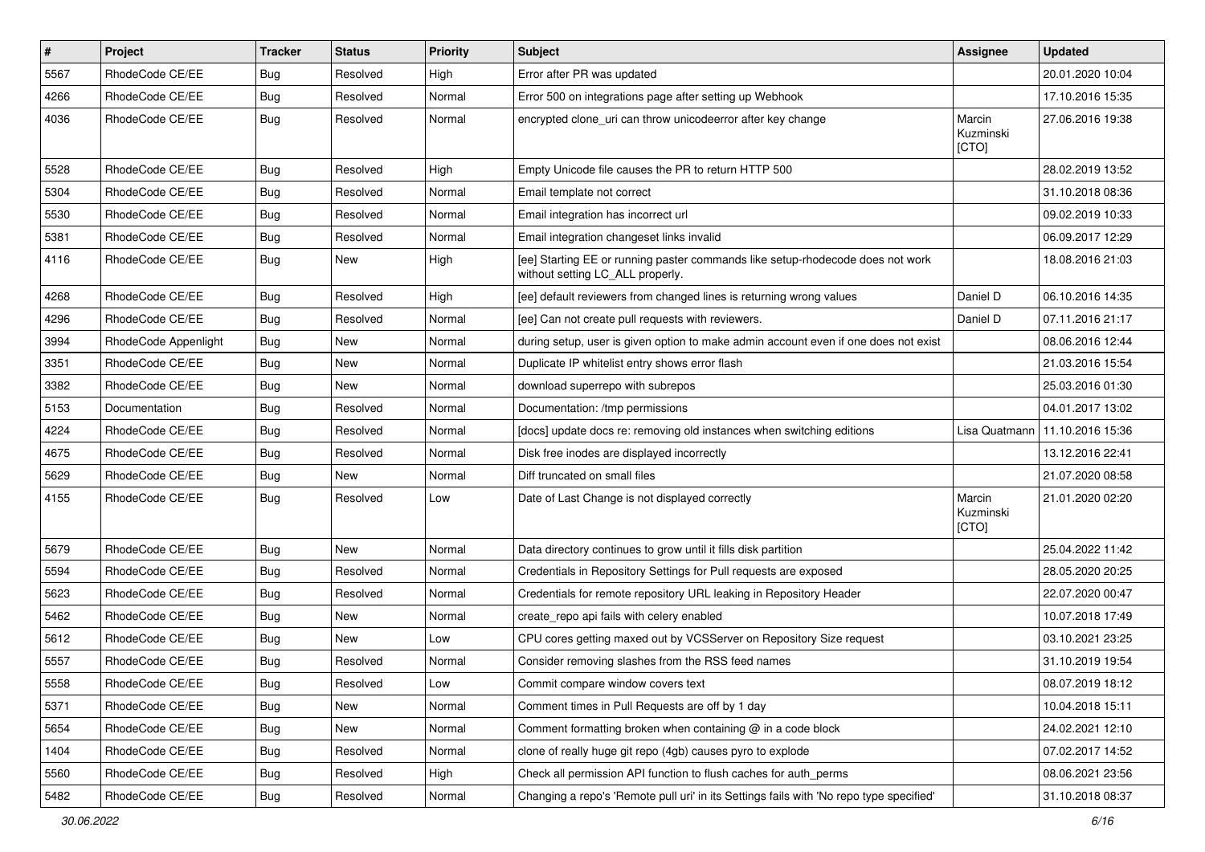| # | Project | Tracker | Status | Priority | Subject | Assignee | Updated |
| --- | --- | --- | --- | --- | --- | --- | --- |
| 5567 | RhodeCode CE/EE | Bug | Resolved | High | Error after PR was updated | | 20.01.2020 10:04 |
| 4266 | RhodeCode CE/EE | Bug | Resolved | Normal | Error 500 on integrations page after setting up Webhook | | 17.10.2016 15:35 |
| 4036 | RhodeCode CE/EE | Bug | Resolved | Normal | encrypted clone_uri can throw unicodeerror after key change | Marcin Kuzminski [CTO] | 27.06.2016 19:38 |
| 5528 | RhodeCode CE/EE | Bug | Resolved | High | Empty Unicode file causes the PR to return HTTP 500 | | 28.02.2019 13:52 |
| 5304 | RhodeCode CE/EE | Bug | Resolved | Normal | Email template not correct | | 31.10.2018 08:36 |
| 5530 | RhodeCode CE/EE | Bug | Resolved | Normal | Email integration has incorrect url | | 09.02.2019 10:33 |
| 5381 | RhodeCode CE/EE | Bug | Resolved | Normal | Email integration changeset links invalid | | 06.09.2017 12:29 |
| 4116 | RhodeCode CE/EE | Bug | New | High | [ee] Starting EE or running paster commands like setup-rhodecode does not work without setting LC_ALL properly. | | 18.08.2016 21:03 |
| 4268 | RhodeCode CE/EE | Bug | Resolved | High | [ee] default reviewers from changed lines is returning wrong values | Daniel D | 06.10.2016 14:35 |
| 4296 | RhodeCode CE/EE | Bug | Resolved | Normal | [ee] Can not create pull requests with reviewers. | Daniel D | 07.11.2016 21:17 |
| 3994 | RhodeCode Appenlight | Bug | New | Normal | during setup, user is given option to make admin account even if one does not exist | | 08.06.2016 12:44 |
| 3351 | RhodeCode CE/EE | Bug | New | Normal | Duplicate IP whitelist entry shows error flash | | 21.03.2016 15:54 |
| 3382 | RhodeCode CE/EE | Bug | New | Normal | download superrepo with subrepos | | 25.03.2016 01:30 |
| 5153 | Documentation | Bug | Resolved | Normal | Documentation: /tmp permissions | | 04.01.2017 13:02 |
| 4224 | RhodeCode CE/EE | Bug | Resolved | Normal | [docs] update docs re: removing old instances when switching editions | Lisa Quatmann | 11.10.2016 15:36 |
| 4675 | RhodeCode CE/EE | Bug | Resolved | Normal | Disk free inodes are displayed incorrectly | | 13.12.2016 22:41 |
| 5629 | RhodeCode CE/EE | Bug | New | Normal | Diff truncated on small files | | 21.07.2020 08:58 |
| 4155 | RhodeCode CE/EE | Bug | Resolved | Low | Date of Last Change is not displayed correctly | Marcin Kuzminski [CTO] | 21.01.2020 02:20 |
| 5679 | RhodeCode CE/EE | Bug | New | Normal | Data directory continues to grow until it fills disk partition | | 25.04.2022 11:42 |
| 5594 | RhodeCode CE/EE | Bug | Resolved | Normal | Credentials in Repository Settings for Pull requests are exposed | | 28.05.2020 20:25 |
| 5623 | RhodeCode CE/EE | Bug | Resolved | Normal | Credentials for remote repository URL leaking in Repository Header | | 22.07.2020 00:47 |
| 5462 | RhodeCode CE/EE | Bug | New | Normal | create_repo api fails with celery enabled | | 10.07.2018 17:49 |
| 5612 | RhodeCode CE/EE | Bug | New | Low | CPU cores getting maxed out by VCSServer on Repository Size request | | 03.10.2021 23:25 |
| 5557 | RhodeCode CE/EE | Bug | Resolved | Normal | Consider removing slashes from the RSS feed names | | 31.10.2019 19:54 |
| 5558 | RhodeCode CE/EE | Bug | Resolved | Low | Commit compare window covers text | | 08.07.2019 18:12 |
| 5371 | RhodeCode CE/EE | Bug | New | Normal | Comment times in Pull Requests are off by 1 day | | 10.04.2018 15:11 |
| 5654 | RhodeCode CE/EE | Bug | New | Normal | Comment formatting broken when containing @ in a code block | | 24.02.2021 12:10 |
| 1404 | RhodeCode CE/EE | Bug | Resolved | Normal | clone of really huge git repo (4gb) causes pyro to explode | | 07.02.2017 14:52 |
| 5560 | RhodeCode CE/EE | Bug | Resolved | High | Check all permission API function to flush caches for auth_perms | | 08.06.2021 23:56 |
| 5482 | RhodeCode CE/EE | Bug | Resolved | Normal | Changing a repo's 'Remote pull uri' in its Settings fails with 'No repo type specified' | | 31.10.2018 08:37 |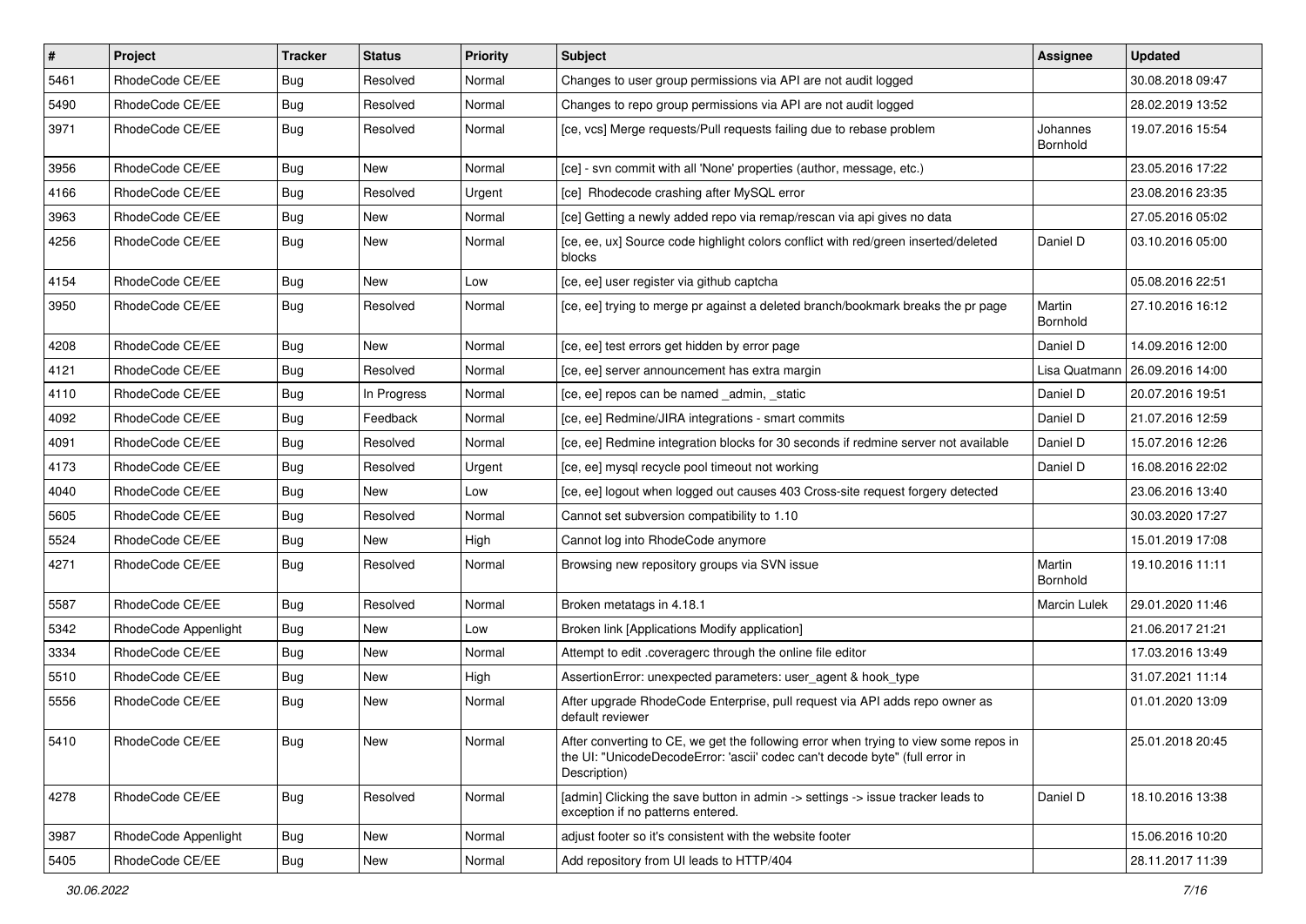| # | Project | Tracker | Status | Priority | Subject | Assignee | Updated |
|---|---|---|---|---|---|---|---|
| 5461 | RhodeCode CE/EE | Bug | Resolved | Normal | Changes to user group permissions via API are not audit logged | | 30.08.2018 09:47 |
| 5490 | RhodeCode CE/EE | Bug | Resolved | Normal | Changes to repo group permissions via API are not audit logged | | 28.02.2019 13:52 |
| 3971 | RhodeCode CE/EE | Bug | Resolved | Normal | [ce, vcs] Merge requests/Pull requests failing due to rebase problem | Johannes Bornhold | 19.07.2016 15:54 |
| 3956 | RhodeCode CE/EE | Bug | New | Normal | [ce] - svn commit with all 'None' properties (author, message, etc.) | | 23.05.2016 17:22 |
| 4166 | RhodeCode CE/EE | Bug | Resolved | Urgent | [ce] Rhodecode crashing after MySQL error | | 23.08.2016 23:35 |
| 3963 | RhodeCode CE/EE | Bug | New | Normal | [ce] Getting a newly added repo via remap/rescan via api gives no data | | 27.05.2016 05:02 |
| 4256 | RhodeCode CE/EE | Bug | New | Normal | [ce, ee, ux] Source code highlight colors conflict with red/green inserted/deleted blocks | Daniel D | 03.10.2016 05:00 |
| 4154 | RhodeCode CE/EE | Bug | New | Low | [ce, ee] user register via github captcha | | 05.08.2016 22:51 |
| 3950 | RhodeCode CE/EE | Bug | Resolved | Normal | [ce, ee] trying to merge pr against a deleted branch/bookmark breaks the pr page | Martin Bornhold | 27.10.2016 16:12 |
| 4208 | RhodeCode CE/EE | Bug | New | Normal | [ce, ee] test errors get hidden by error page | Daniel D | 14.09.2016 12:00 |
| 4121 | RhodeCode CE/EE | Bug | Resolved | Normal | [ce, ee] server announcement has extra margin | Lisa Quatmann | 26.09.2016 14:00 |
| 4110 | RhodeCode CE/EE | Bug | In Progress | Normal | [ce, ee] repos can be named _admin, _static | Daniel D | 20.07.2016 19:51 |
| 4092 | RhodeCode CE/EE | Bug | Feedback | Normal | [ce, ee] Redmine/JIRA integrations - smart commits | Daniel D | 21.07.2016 12:59 |
| 4091 | RhodeCode CE/EE | Bug | Resolved | Normal | [ce, ee] Redmine integration blocks for 30 seconds if redmine server not available | Daniel D | 15.07.2016 12:26 |
| 4173 | RhodeCode CE/EE | Bug | Resolved | Urgent | [ce, ee] mysql recycle pool timeout not working | Daniel D | 16.08.2016 22:02 |
| 4040 | RhodeCode CE/EE | Bug | New | Low | [ce, ee] logout when logged out causes 403 Cross-site request forgery detected | | 23.06.2016 13:40 |
| 5605 | RhodeCode CE/EE | Bug | Resolved | Normal | Cannot set subversion compatibility to 1.10 | | 30.03.2020 17:27 |
| 5524 | RhodeCode CE/EE | Bug | New | High | Cannot log into RhodeCode anymore | | 15.01.2019 17:08 |
| 4271 | RhodeCode CE/EE | Bug | Resolved | Normal | Browsing new repository groups via SVN issue | Martin Bornhold | 19.10.2016 11:11 |
| 5587 | RhodeCode CE/EE | Bug | Resolved | Normal | Broken metatags in 4.18.1 | Marcin Lulek | 29.01.2020 11:46 |
| 5342 | RhodeCode Appenlight | Bug | New | Low | Broken link [Applications Modify application] | | 21.06.2017 21:21 |
| 3334 | RhodeCode CE/EE | Bug | New | Normal | Attempt to edit .coveragerc through the online file editor | | 17.03.2016 13:49 |
| 5510 | RhodeCode CE/EE | Bug | New | High | AssertionError: unexpected parameters: user_agent & hook_type | | 31.07.2021 11:14 |
| 5556 | RhodeCode CE/EE | Bug | New | Normal | After upgrade RhodeCode Enterprise, pull request via API adds repo owner as default reviewer | | 01.01.2020 13:09 |
| 5410 | RhodeCode CE/EE | Bug | New | Normal | After converting to CE, we get the following error when trying to view some repos in the UI: "UnicodeDecodeError: 'ascii' codec can't decode byte" (full error in Description) | | 25.01.2018 20:45 |
| 4278 | RhodeCode CE/EE | Bug | Resolved | Normal | [admin] Clicking the save button in admin -> settings -> issue tracker leads to exception if no patterns entered. | Daniel D | 18.10.2016 13:38 |
| 3987 | RhodeCode Appenlight | Bug | New | Normal | adjust footer so it's consistent with the website footer | | 15.06.2016 10:20 |
| 5405 | RhodeCode CE/EE | Bug | New | Normal | Add repository from UI leads to HTTP/404 | | 28.11.2017 11:39 |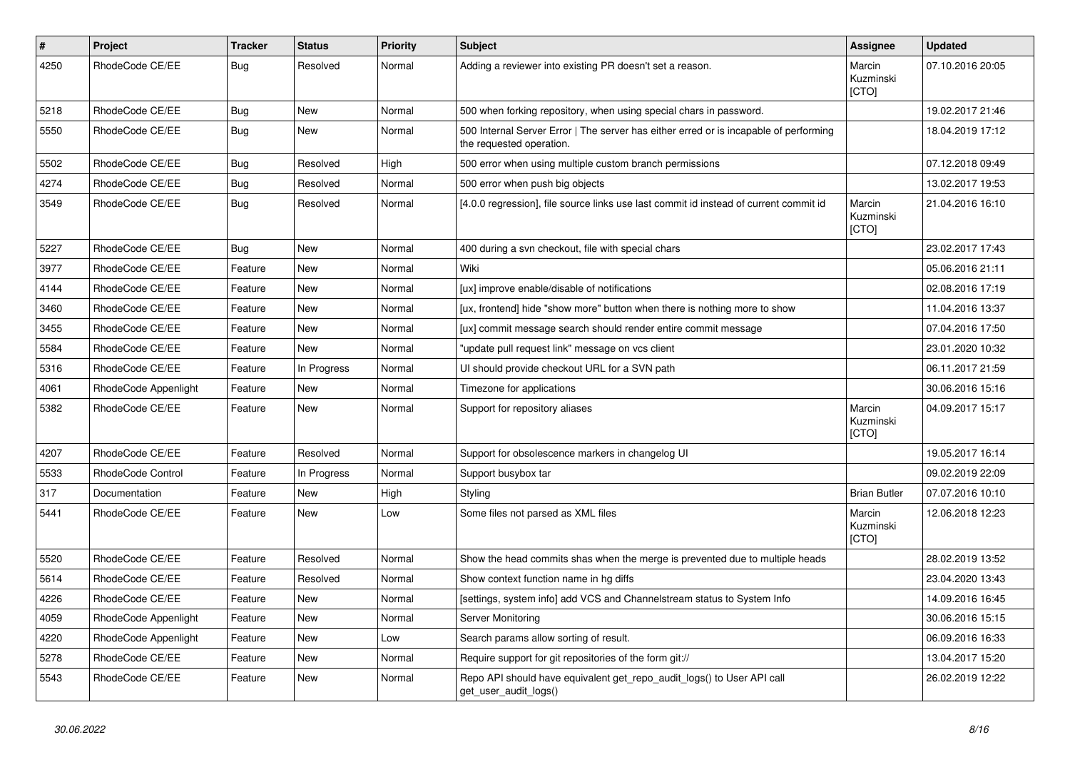| # | Project | Tracker | Status | Priority | Subject | Assignee | Updated |
| --- | --- | --- | --- | --- | --- | --- | --- |
| 4250 | RhodeCode CE/EE | Bug | Resolved | Normal | Adding a reviewer into existing PR doesn't set a reason. | Marcin Kuzminski [CTO] | 07.10.2016 20:05 |
| 5218 | RhodeCode CE/EE | Bug | New | Normal | 500 when forking repository, when using special chars in password. | | 19.02.2017 21:46 |
| 5550 | RhodeCode CE/EE | Bug | New | Normal | 500 Internal Server Error \| The server has either erred or is incapable of performing the requested operation. | | 18.04.2019 17:12 |
| 5502 | RhodeCode CE/EE | Bug | Resolved | High | 500 error when using multiple custom branch permissions | | 07.12.2018 09:49 |
| 4274 | RhodeCode CE/EE | Bug | Resolved | Normal | 500 error when push big objects | | 13.02.2017 19:53 |
| 3549 | RhodeCode CE/EE | Bug | Resolved | Normal | [4.0.0 regression], file source links use last commit id instead of current commit id | Marcin Kuzminski [CTO] | 21.04.2016 16:10 |
| 5227 | RhodeCode CE/EE | Bug | New | Normal | 400 during a svn checkout, file with special chars | | 23.02.2017 17:43 |
| 3977 | RhodeCode CE/EE | Feature | New | Normal | Wiki | | 05.06.2016 21:11 |
| 4144 | RhodeCode CE/EE | Feature | New | Normal | [ux] improve enable/disable of notifications | | 02.08.2016 17:19 |
| 3460 | RhodeCode CE/EE | Feature | New | Normal | [ux, frontend] hide "show more" button when there is nothing more to show | | 11.04.2016 13:37 |
| 3455 | RhodeCode CE/EE | Feature | New | Normal | [ux] commit message search should render entire commit message | | 07.04.2016 17:50 |
| 5584 | RhodeCode CE/EE | Feature | New | Normal | "update pull request link" message on vcs client | | 23.01.2020 10:32 |
| 5316 | RhodeCode CE/EE | Feature | In Progress | Normal | UI should provide checkout URL for a SVN path | | 06.11.2017 21:59 |
| 4061 | RhodeCode Appenlight | Feature | New | Normal | Timezone for applications | | 30.06.2016 15:16 |
| 5382 | RhodeCode CE/EE | Feature | New | Normal | Support for repository aliases | Marcin Kuzminski [CTO] | 04.09.2017 15:17 |
| 4207 | RhodeCode CE/EE | Feature | Resolved | Normal | Support for obsolescence markers in changelog UI | | 19.05.2017 16:14 |
| 5533 | RhodeCode Control | Feature | In Progress | Normal | Support busybox tar | | 09.02.2019 22:09 |
| 317 | Documentation | Feature | New | High | Styling | Brian Butler | 07.07.2016 10:10 |
| 5441 | RhodeCode CE/EE | Feature | New | Low | Some files not parsed as XML files | Marcin Kuzminski [CTO] | 12.06.2018 12:23 |
| 5520 | RhodeCode CE/EE | Feature | Resolved | Normal | Show the head commits shas when the merge is prevented due to multiple heads | | 28.02.2019 13:52 |
| 5614 | RhodeCode CE/EE | Feature | Resolved | Normal | Show context function name in hg diffs | | 23.04.2020 13:43 |
| 4226 | RhodeCode CE/EE | Feature | New | Normal | [settings, system info] add VCS and Channelstream status to System Info | | 14.09.2016 16:45 |
| 4059 | RhodeCode Appenlight | Feature | New | Normal | Server Monitoring | | 30.06.2016 15:15 |
| 4220 | RhodeCode Appenlight | Feature | New | Low | Search params allow sorting of result. | | 06.09.2016 16:33 |
| 5278 | RhodeCode CE/EE | Feature | New | Normal | Require support for git repositories of the form git:// | | 13.04.2017 15:20 |
| 5543 | RhodeCode CE/EE | Feature | New | Normal | Repo API should have equivalent get_repo_audit_logs() to User API call get_user_audit_logs() | | 26.02.2019 12:22 |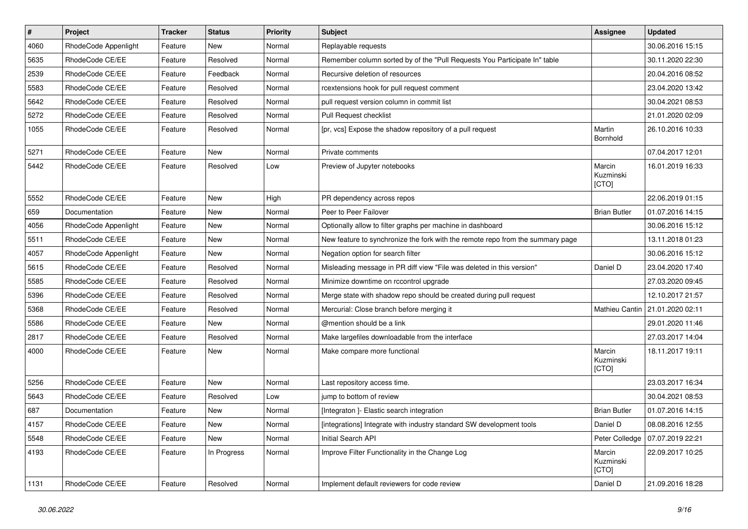| # | Project | Tracker | Status | Priority | Subject | Assignee | Updated |
|---|---|---|---|---|---|---|---|
| 4060 | RhodeCode Appenlight | Feature | New | Normal | Replayable requests | | 30.06.2016 15:15 |
| 5635 | RhodeCode CE/EE | Feature | Resolved | Normal | Remember column sorted by of the "Pull Requests You Participate In" table | | 30.11.2020 22:30 |
| 2539 | RhodeCode CE/EE | Feature | Feedback | Normal | Recursive deletion of resources | | 20.04.2016 08:52 |
| 5583 | RhodeCode CE/EE | Feature | Resolved | Normal | rcextensions hook for pull request comment | | 23.04.2020 13:42 |
| 5642 | RhodeCode CE/EE | Feature | Resolved | Normal | pull request version column in commit list | | 30.04.2021 08:53 |
| 5272 | RhodeCode CE/EE | Feature | Resolved | Normal | Pull Request checklist | | 21.01.2020 02:09 |
| 1055 | RhodeCode CE/EE | Feature | Resolved | Normal | [pr, vcs] Expose the shadow repository of a pull request | Martin Bornhold | 26.10.2016 10:33 |
| 5271 | RhodeCode CE/EE | Feature | New | Normal | Private comments | | 07.04.2017 12:01 |
| 5442 | RhodeCode CE/EE | Feature | Resolved | Low | Preview of Jupyter notebooks | Marcin Kuzminski [CTO] | 16.01.2019 16:33 |
| 5552 | RhodeCode CE/EE | Feature | New | High | PR dependency across repos | | 22.06.2019 01:15 |
| 659 | Documentation | Feature | New | Normal | Peer to Peer Failover | Brian Butler | 01.07.2016 14:15 |
| 4056 | RhodeCode Appenlight | Feature | New | Normal | Optionally allow to filter graphs per machine in dashboard | | 30.06.2016 15:12 |
| 5511 | RhodeCode CE/EE | Feature | New | Normal | New feature to synchronize the fork with the remote repo from the summary page | | 13.11.2018 01:23 |
| 4057 | RhodeCode Appenlight | Feature | New | Normal | Negation option for search filter | | 30.06.2016 15:12 |
| 5615 | RhodeCode CE/EE | Feature | Resolved | Normal | Misleading message in PR diff view "File was deleted in this version" | Daniel D | 23.04.2020 17:40 |
| 5585 | RhodeCode CE/EE | Feature | Resolved | Normal | Minimize downtime on rccontrol upgrade | | 27.03.2020 09:45 |
| 5396 | RhodeCode CE/EE | Feature | Resolved | Normal | Merge state with shadow repo should be created during pull request | | 12.10.2017 21:57 |
| 5368 | RhodeCode CE/EE | Feature | Resolved | Normal | Mercurial: Close branch before merging it | Mathieu Cantin | 21.01.2020 02:11 |
| 5586 | RhodeCode CE/EE | Feature | New | Normal | @mention should be a link | | 29.01.2020 11:46 |
| 2817 | RhodeCode CE/EE | Feature | Resolved | Normal | Make largefiles downloadable from the interface | | 27.03.2017 14:04 |
| 4000 | RhodeCode CE/EE | Feature | New | Normal | Make compare more functional | Marcin Kuzminski [CTO] | 18.11.2017 19:11 |
| 5256 | RhodeCode CE/EE | Feature | New | Normal | Last repository access time. | | 23.03.2017 16:34 |
| 5643 | RhodeCode CE/EE | Feature | Resolved | Low | jump to bottom of review | | 30.04.2021 08:53 |
| 687 | Documentation | Feature | New | Normal | [Integraton ]- Elastic search integration | Brian Butler | 01.07.2016 14:15 |
| 4157 | RhodeCode CE/EE | Feature | New | Normal | [integrations] Integrate with industry standard SW development tools | Daniel D | 08.08.2016 12:55 |
| 5548 | RhodeCode CE/EE | Feature | New | Normal | Initial Search API | Peter Colledge | 07.07.2019 22:21 |
| 4193 | RhodeCode CE/EE | Feature | In Progress | Normal | Improve Filter Functionality in the Change Log | Marcin Kuzminski [CTO] | 22.09.2017 10:25 |
| 1131 | RhodeCode CE/EE | Feature | Resolved | Normal | Implement default reviewers for code review | Daniel D | 21.09.2016 18:28 |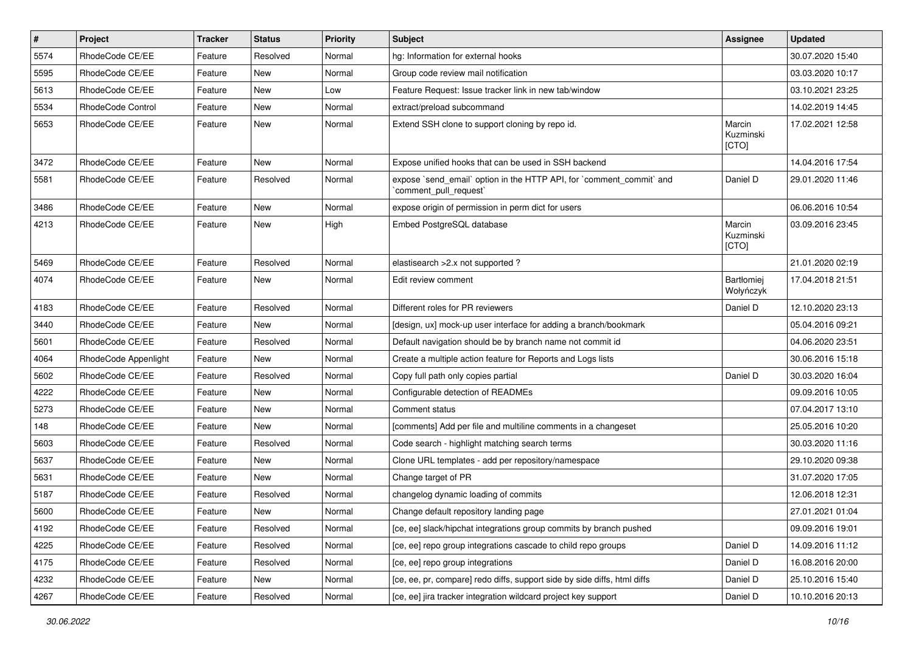| # | Project | Tracker | Status | Priority | Subject | Assignee | Updated |
|---|---|---|---|---|---|---|---|
| 5574 | RhodeCode CE/EE | Feature | Resolved | Normal | hg: Information for external hooks | | 30.07.2020 15:40 |
| 5595 | RhodeCode CE/EE | Feature | New | Normal | Group code review mail notification | | 03.03.2020 10:17 |
| 5613 | RhodeCode CE/EE | Feature | New | Low | Feature Request: Issue tracker link in new tab/window | | 03.10.2021 23:25 |
| 5534 | RhodeCode Control | Feature | New | Normal | extract/preload subcommand | | 14.02.2019 14:45 |
| 5653 | RhodeCode CE/EE | Feature | New | Normal | Extend SSH clone to support cloning by repo id. | Marcin Kuzminski [CTO] | 17.02.2021 12:58 |
| 3472 | RhodeCode CE/EE | Feature | New | Normal | Expose unified hooks that can be used in SSH backend | | 14.04.2016 17:54 |
| 5581 | RhodeCode CE/EE | Feature | Resolved | Normal | expose `send_email` option in the HTTP API, for `comment_commit` and `comment_pull_request` | Daniel D | 29.01.2020 11:46 |
| 3486 | RhodeCode CE/EE | Feature | New | Normal | expose origin of permission in perm dict for users | | 06.06.2016 10:54 |
| 4213 | RhodeCode CE/EE | Feature | New | High | Embed PostgreSQL database | Marcin Kuzminski [CTO] | 03.09.2016 23:45 |
| 5469 | RhodeCode CE/EE | Feature | Resolved | Normal | elastisearch >2.x not supported ? | | 21.01.2020 02:19 |
| 4074 | RhodeCode CE/EE | Feature | New | Normal | Edit review comment | Bartłomiej Wołyńczyk | 17.04.2018 21:51 |
| 4183 | RhodeCode CE/EE | Feature | Resolved | Normal | Different roles for PR reviewers | Daniel D | 12.10.2020 23:13 |
| 3440 | RhodeCode CE/EE | Feature | New | Normal | [design, ux] mock-up user interface for adding a branch/bookmark | | 05.04.2016 09:21 |
| 5601 | RhodeCode CE/EE | Feature | Resolved | Normal | Default navigation should be by branch name not commit id | | 04.06.2020 23:51 |
| 4064 | RhodeCode Appenlight | Feature | New | Normal | Create a multiple action feature for Reports and Logs lists | | 30.06.2016 15:18 |
| 5602 | RhodeCode CE/EE | Feature | Resolved | Normal | Copy full path only copies partial | Daniel D | 30.03.2020 16:04 |
| 4222 | RhodeCode CE/EE | Feature | New | Normal | Configurable detection of READMEs | | 09.09.2016 10:05 |
| 5273 | RhodeCode CE/EE | Feature | New | Normal | Comment status | | 07.04.2017 13:10 |
| 148 | RhodeCode CE/EE | Feature | New | Normal | [comments] Add per file and multiline comments in a changeset | | 25.05.2016 10:20 |
| 5603 | RhodeCode CE/EE | Feature | Resolved | Normal | Code search - highlight matching search terms | | 30.03.2020 11:16 |
| 5637 | RhodeCode CE/EE | Feature | New | Normal | Clone URL templates - add per repository/namespace | | 29.10.2020 09:38 |
| 5631 | RhodeCode CE/EE | Feature | New | Normal | Change target of PR | | 31.07.2020 17:05 |
| 5187 | RhodeCode CE/EE | Feature | Resolved | Normal | changelog dynamic loading of commits | | 12.06.2018 12:31 |
| 5600 | RhodeCode CE/EE | Feature | New | Normal | Change default repository landing page | | 27.01.2021 01:04 |
| 4192 | RhodeCode CE/EE | Feature | Resolved | Normal | [ce, ee] slack/hipchat integrations group commits by branch pushed | | 09.09.2016 19:01 |
| 4225 | RhodeCode CE/EE | Feature | Resolved | Normal | [ce, ee] repo group integrations cascade to child repo groups | Daniel D | 14.09.2016 11:12 |
| 4175 | RhodeCode CE/EE | Feature | Resolved | Normal | [ce, ee] repo group integrations | Daniel D | 16.08.2016 20:00 |
| 4232 | RhodeCode CE/EE | Feature | New | Normal | [ce, ee, pr, compare] redo diffs, support side by side diffs, html diffs | Daniel D | 25.10.2016 15:40 |
| 4267 | RhodeCode CE/EE | Feature | Resolved | Normal | [ce, ee] jira tracker integration wildcard project key support | Daniel D | 10.10.2016 20:13 |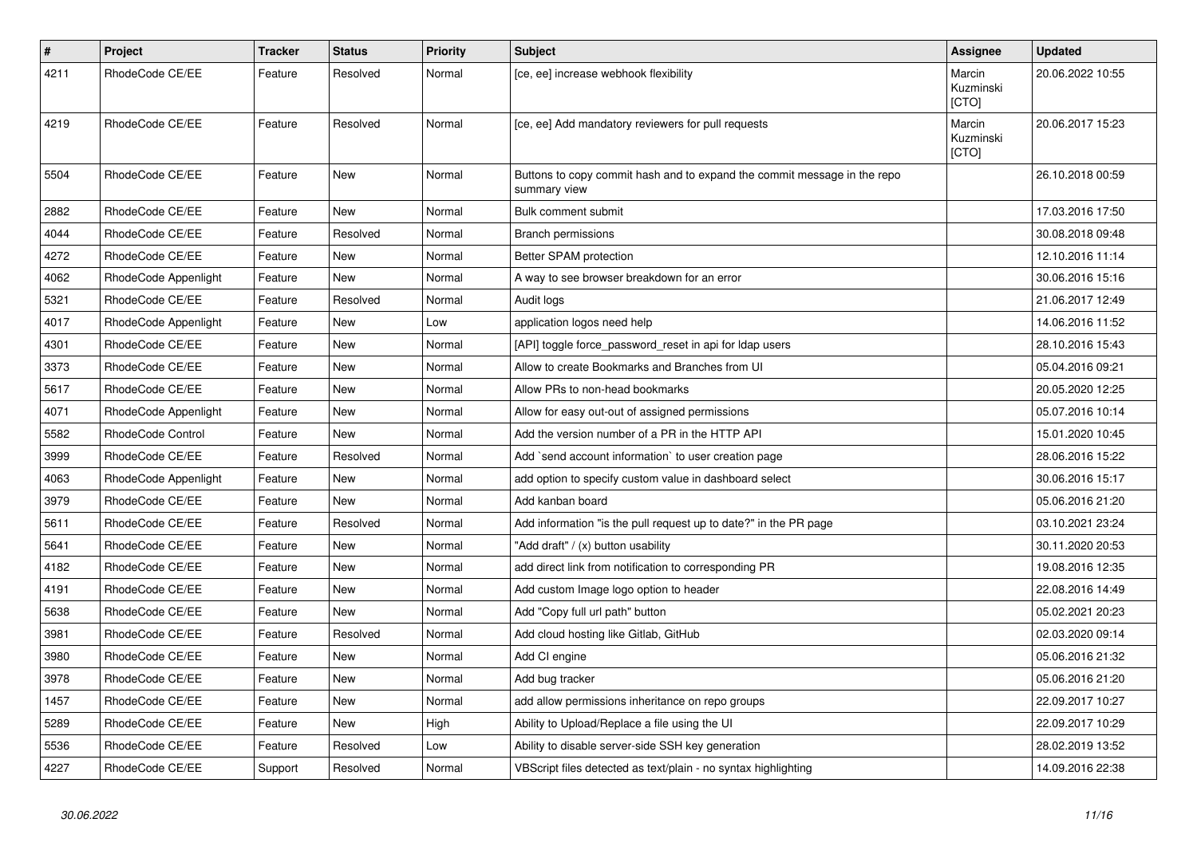| # | Project | Tracker | Status | Priority | Subject | Assignee | Updated |
|---|---|---|---|---|---|---|---|
| 4211 | RhodeCode CE/EE | Feature | Resolved | Normal | [ce, ee] increase webhook flexibility | Marcin Kuzminski [CTO] | 20.06.2022 10:55 |
| 4219 | RhodeCode CE/EE | Feature | Resolved | Normal | [ce, ee] Add mandatory reviewers for pull requests | Marcin Kuzminski [CTO] | 20.06.2017 15:23 |
| 5504 | RhodeCode CE/EE | Feature | New | Normal | Buttons to copy commit hash and to expand the commit message in the repo summary view | | 26.10.2018 00:59 |
| 2882 | RhodeCode CE/EE | Feature | New | Normal | Bulk comment submit | | 17.03.2016 17:50 |
| 4044 | RhodeCode CE/EE | Feature | Resolved | Normal | Branch permissions | | 30.08.2018 09:48 |
| 4272 | RhodeCode CE/EE | Feature | New | Normal | Better SPAM protection | | 12.10.2016 11:14 |
| 4062 | RhodeCode Appenlight | Feature | New | Normal | A way to see browser breakdown for an error | | 30.06.2016 15:16 |
| 5321 | RhodeCode CE/EE | Feature | Resolved | Normal | Audit logs | | 21.06.2017 12:49 |
| 4017 | RhodeCode Appenlight | Feature | New | Low | application logos need help | | 14.06.2016 11:52 |
| 4301 | RhodeCode CE/EE | Feature | New | Normal | [API] toggle force_password_reset in api for ldap users | | 28.10.2016 15:43 |
| 3373 | RhodeCode CE/EE | Feature | New | Normal | Allow to create Bookmarks and Branches from UI | | 05.04.2016 09:21 |
| 5617 | RhodeCode CE/EE | Feature | New | Normal | Allow PRs to non-head bookmarks | | 20.05.2020 12:25 |
| 4071 | RhodeCode Appenlight | Feature | New | Normal | Allow for easy out-out of assigned permissions | | 05.07.2016 10:14 |
| 5582 | RhodeCode Control | Feature | New | Normal | Add the version number of a PR in the HTTP API | | 15.01.2020 10:45 |
| 3999 | RhodeCode CE/EE | Feature | Resolved | Normal | Add `send account information` to user creation page | | 28.06.2016 15:22 |
| 4063 | RhodeCode Appenlight | Feature | New | Normal | add option to specify custom value in dashboard select | | 30.06.2016 15:17 |
| 3979 | RhodeCode CE/EE | Feature | New | Normal | Add kanban board | | 05.06.2016 21:20 |
| 5611 | RhodeCode CE/EE | Feature | Resolved | Normal | Add information "is the pull request up to date?" in the PR page | | 03.10.2021 23:24 |
| 5641 | RhodeCode CE/EE | Feature | New | Normal | "Add draft" / (x) button usability | | 30.11.2020 20:53 |
| 4182 | RhodeCode CE/EE | Feature | New | Normal | add direct link from notification to corresponding PR | | 19.08.2016 12:35 |
| 4191 | RhodeCode CE/EE | Feature | New | Normal | Add custom Image logo option to header | | 22.08.2016 14:49 |
| 5638 | RhodeCode CE/EE | Feature | New | Normal | Add "Copy full url path" button | | 05.02.2021 20:23 |
| 3981 | RhodeCode CE/EE | Feature | Resolved | Normal | Add cloud hosting like Gitlab, GitHub | | 02.03.2020 09:14 |
| 3980 | RhodeCode CE/EE | Feature | New | Normal | Add CI engine | | 05.06.2016 21:32 |
| 3978 | RhodeCode CE/EE | Feature | New | Normal | Add bug tracker | | 05.06.2016 21:20 |
| 1457 | RhodeCode CE/EE | Feature | New | Normal | add allow permissions inheritance on repo groups | | 22.09.2017 10:27 |
| 5289 | RhodeCode CE/EE | Feature | New | High | Ability to Upload/Replace a file using the UI | | 22.09.2017 10:29 |
| 5536 | RhodeCode CE/EE | Feature | Resolved | Low | Ability to disable server-side SSH key generation | | 28.02.2019 13:52 |
| 4227 | RhodeCode CE/EE | Support | Resolved | Normal | VBScript files detected as text/plain - no syntax highlighting | | 14.09.2016 22:38 |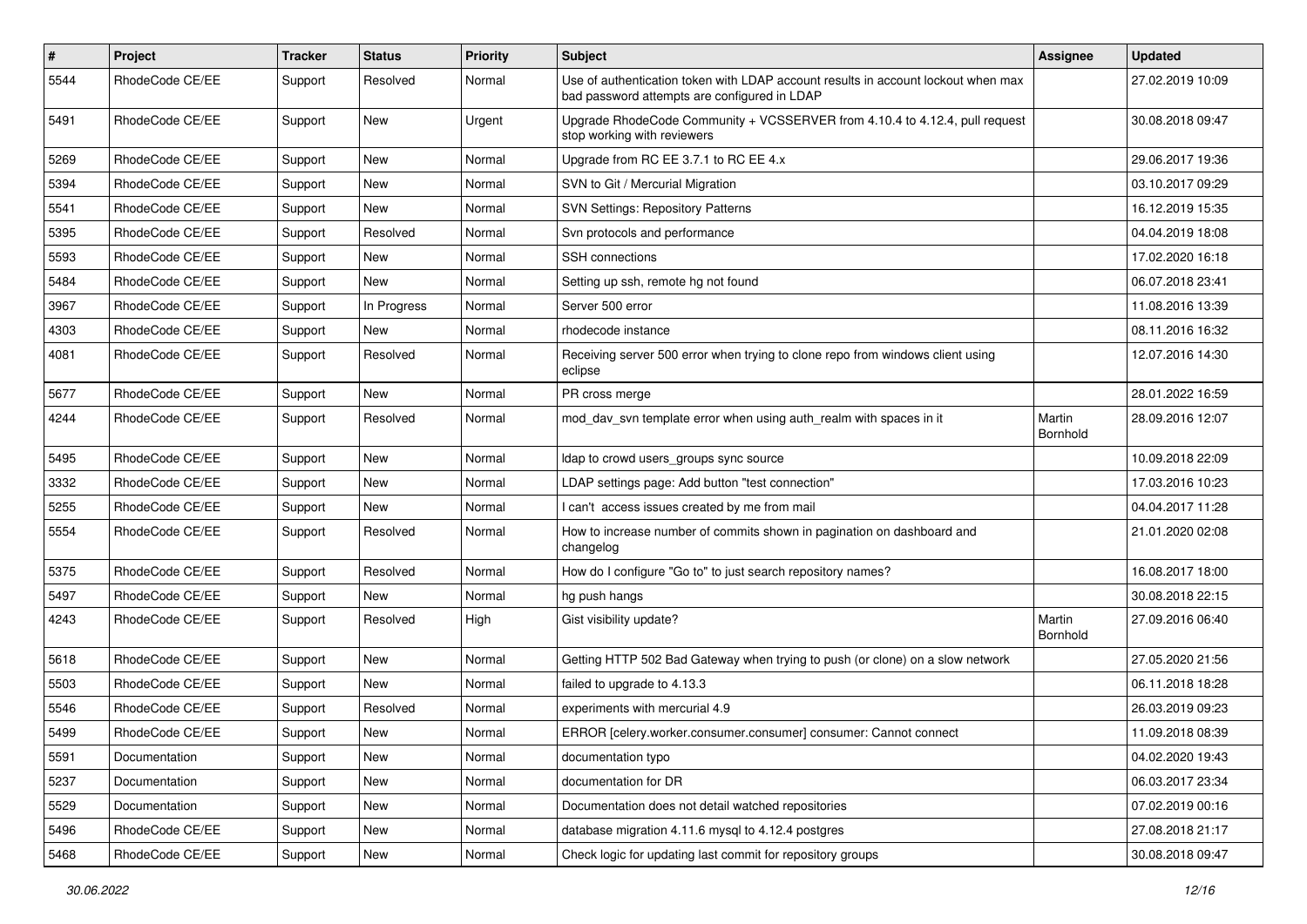| # | Project | Tracker | Status | Priority | Subject | Assignee | Updated |
|---|---|---|---|---|---|---|---|
| 5544 | RhodeCode CE/EE | Support | Resolved | Normal | Use of authentication token with LDAP account results in account lockout when max bad password attempts are configured in LDAP | | 27.02.2019 10:09 |
| 5491 | RhodeCode CE/EE | Support | New | Urgent | Upgrade RhodeCode Community + VCSSERVER from 4.10.4 to 4.12.4, pull request stop working with reviewers | | 30.08.2018 09:47 |
| 5269 | RhodeCode CE/EE | Support | New | Normal | Upgrade from RC EE 3.7.1 to RC EE 4.x | | 29.06.2017 19:36 |
| 5394 | RhodeCode CE/EE | Support | New | Normal | SVN to Git / Mercurial Migration | | 03.10.2017 09:29 |
| 5541 | RhodeCode CE/EE | Support | New | Normal | SVN Settings: Repository Patterns | | 16.12.2019 15:35 |
| 5395 | RhodeCode CE/EE | Support | Resolved | Normal | Svn protocols and performance | | 04.04.2019 18:08 |
| 5593 | RhodeCode CE/EE | Support | New | Normal | SSH connections | | 17.02.2020 16:18 |
| 5484 | RhodeCode CE/EE | Support | New | Normal | Setting up ssh, remote hg not found | | 06.07.2018 23:41 |
| 3967 | RhodeCode CE/EE | Support | In Progress | Normal | Server 500 error | | 11.08.2016 13:39 |
| 4303 | RhodeCode CE/EE | Support | New | Normal | rhodecode instance | | 08.11.2016 16:32 |
| 4081 | RhodeCode CE/EE | Support | Resolved | Normal | Receiving server 500 error when trying to clone repo from windows client using eclipse | | 12.07.2016 14:30 |
| 5677 | RhodeCode CE/EE | Support | New | Normal | PR cross merge | | 28.01.2022 16:59 |
| 4244 | RhodeCode CE/EE | Support | Resolved | Normal | mod_dav_svn template error when using auth_realm with spaces in it | Martin Bornhold | 28.09.2016 12:07 |
| 5495 | RhodeCode CE/EE | Support | New | Normal | ldap to crowd users_groups sync source | | 10.09.2018 22:09 |
| 3332 | RhodeCode CE/EE | Support | New | Normal | LDAP settings page: Add button "test connection" | | 17.03.2016 10:23 |
| 5255 | RhodeCode CE/EE | Support | New | Normal | I can't access issues created by me from mail | | 04.04.2017 11:28 |
| 5554 | RhodeCode CE/EE | Support | Resolved | Normal | How to increase number of commits shown in pagination on dashboard and changelog | | 21.01.2020 02:08 |
| 5375 | RhodeCode CE/EE | Support | Resolved | Normal | How do I configure "Go to" to just search repository names? | | 16.08.2017 18:00 |
| 5497 | RhodeCode CE/EE | Support | New | Normal | hg push hangs | | 30.08.2018 22:15 |
| 4243 | RhodeCode CE/EE | Support | Resolved | High | Gist visibility update? | Martin Bornhold | 27.09.2016 06:40 |
| 5618 | RhodeCode CE/EE | Support | New | Normal | Getting HTTP 502 Bad Gateway when trying to push (or clone) on a slow network | | 27.05.2020 21:56 |
| 5503 | RhodeCode CE/EE | Support | New | Normal | failed to upgrade to 4.13.3 | | 06.11.2018 18:28 |
| 5546 | RhodeCode CE/EE | Support | Resolved | Normal | experiments with mercurial 4.9 | | 26.03.2019 09:23 |
| 5499 | RhodeCode CE/EE | Support | New | Normal | ERROR [celery.worker.consumer.consumer] consumer: Cannot connect | | 11.09.2018 08:39 |
| 5591 | Documentation | Support | New | Normal | documentation typo | | 04.02.2020 19:43 |
| 5237 | Documentation | Support | New | Normal | documentation for DR | | 06.03.2017 23:34 |
| 5529 | Documentation | Support | New | Normal | Documentation does not detail watched repositories | | 07.02.2019 00:16 |
| 5496 | RhodeCode CE/EE | Support | New | Normal | database migration 4.11.6 mysql to 4.12.4 postgres | | 27.08.2018 21:17 |
| 5468 | RhodeCode CE/EE | Support | New | Normal | Check logic for updating last commit for repository groups | | 30.08.2018 09:47 |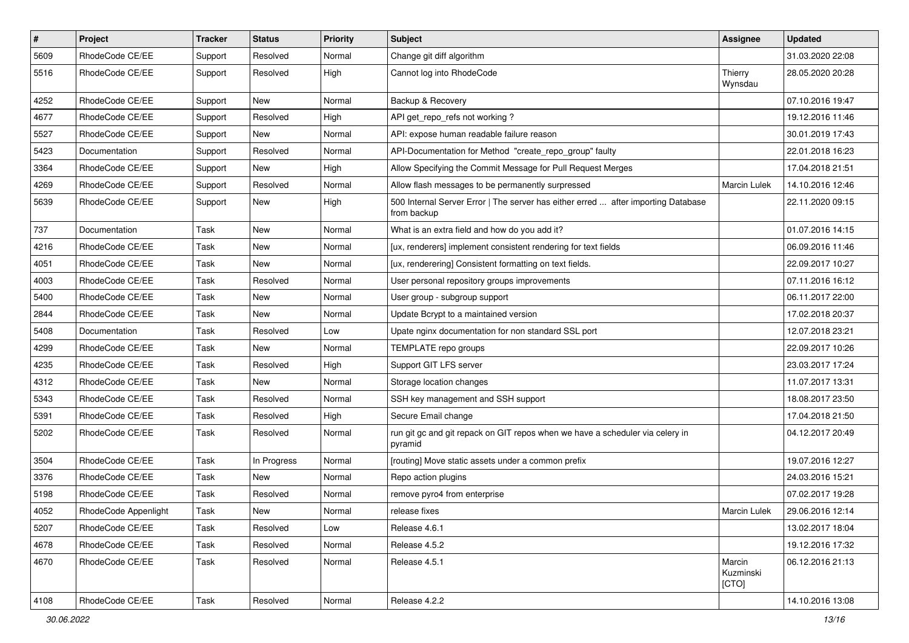| # | Project | Tracker | Status | Priority | Subject | Assignee | Updated |
|---|---|---|---|---|---|---|---|
| 5609 | RhodeCode CE/EE | Support | Resolved | Normal | Change git diff algorithm | | 31.03.2020 22:08 |
| 5516 | RhodeCode CE/EE | Support | Resolved | High | Cannot log into RhodeCode | Thierry Wynsdau | 28.05.2020 20:28 |
| 4252 | RhodeCode CE/EE | Support | New | Normal | Backup & Recovery | | 07.10.2016 19:47 |
| 4677 | RhodeCode CE/EE | Support | Resolved | High | API get_repo_refs not working ? | | 19.12.2016 11:46 |
| 5527 | RhodeCode CE/EE | Support | New | Normal | API: expose human readable failure reason | | 30.01.2019 17:43 |
| 5423 | Documentation | Support | Resolved | Normal | API-Documentation for Method "create_repo_group" faulty | | 22.01.2018 16:23 |
| 3364 | RhodeCode CE/EE | Support | New | High | Allow Specifying the Commit Message for Pull Request Merges | | 17.04.2018 21:51 |
| 4269 | RhodeCode CE/EE | Support | Resolved | Normal | Allow flash messages to be permanently surpressed | Marcin Lulek | 14.10.2016 12:46 |
| 5639 | RhodeCode CE/EE | Support | New | High | 500 Internal Server Error \| The server has either erred ... after importing Database from backup | | 22.11.2020 09:15 |
| 737 | Documentation | Task | New | Normal | What is an extra field and how do you add it? | | 01.07.2016 14:15 |
| 4216 | RhodeCode CE/EE | Task | New | Normal | [ux, renderers] implement consistent rendering for text fields | | 06.09.2016 11:46 |
| 4051 | RhodeCode CE/EE | Task | New | Normal | [ux, renderering] Consistent formatting on text fields. | | 22.09.2017 10:27 |
| 4003 | RhodeCode CE/EE | Task | Resolved | Normal | User personal repository groups improvements | | 07.11.2016 16:12 |
| 5400 | RhodeCode CE/EE | Task | New | Normal | User group - subgroup support | | 06.11.2017 22:00 |
| 2844 | RhodeCode CE/EE | Task | New | Normal | Update Bcrypt to a maintained version | | 17.02.2018 20:37 |
| 5408 | Documentation | Task | Resolved | Low | Upate nginx documentation for non standard SSL port | | 12.07.2018 23:21 |
| 4299 | RhodeCode CE/EE | Task | New | Normal | TEMPLATE repo groups | | 22.09.2017 10:26 |
| 4235 | RhodeCode CE/EE | Task | Resolved | High | Support GIT LFS server | | 23.03.2017 17:24 |
| 4312 | RhodeCode CE/EE | Task | New | Normal | Storage location changes | | 11.07.2017 13:31 |
| 5343 | RhodeCode CE/EE | Task | Resolved | Normal | SSH key management and SSH support | | 18.08.2017 23:50 |
| 5391 | RhodeCode CE/EE | Task | Resolved | High | Secure Email change | | 17.04.2018 21:50 |
| 5202 | RhodeCode CE/EE | Task | Resolved | Normal | run git gc and git repack on GIT repos when we have a scheduler via celery in pyramid | | 04.12.2017 20:49 |
| 3504 | RhodeCode CE/EE | Task | In Progress | Normal | [routing] Move static assets under a common prefix | | 19.07.2016 12:27 |
| 3376 | RhodeCode CE/EE | Task | New | Normal | Repo action plugins | | 24.03.2016 15:21 |
| 5198 | RhodeCode CE/EE | Task | Resolved | Normal | remove pyro4 from enterprise | | 07.02.2017 19:28 |
| 4052 | RhodeCode Appenlight | Task | New | Normal | release fixes | Marcin Lulek | 29.06.2016 12:14 |
| 5207 | RhodeCode CE/EE | Task | Resolved | Low | Release 4.6.1 | | 13.02.2017 18:04 |
| 4678 | RhodeCode CE/EE | Task | Resolved | Normal | Release 4.5.2 | | 19.12.2016 17:32 |
| 4670 | RhodeCode CE/EE | Task | Resolved | Normal | Release 4.5.1 | Marcin Kuzminski [CTO] | 06.12.2016 21:13 |
| 4108 | RhodeCode CE/EE | Task | Resolved | Normal | Release 4.2.2 | | 14.10.2016 13:08 |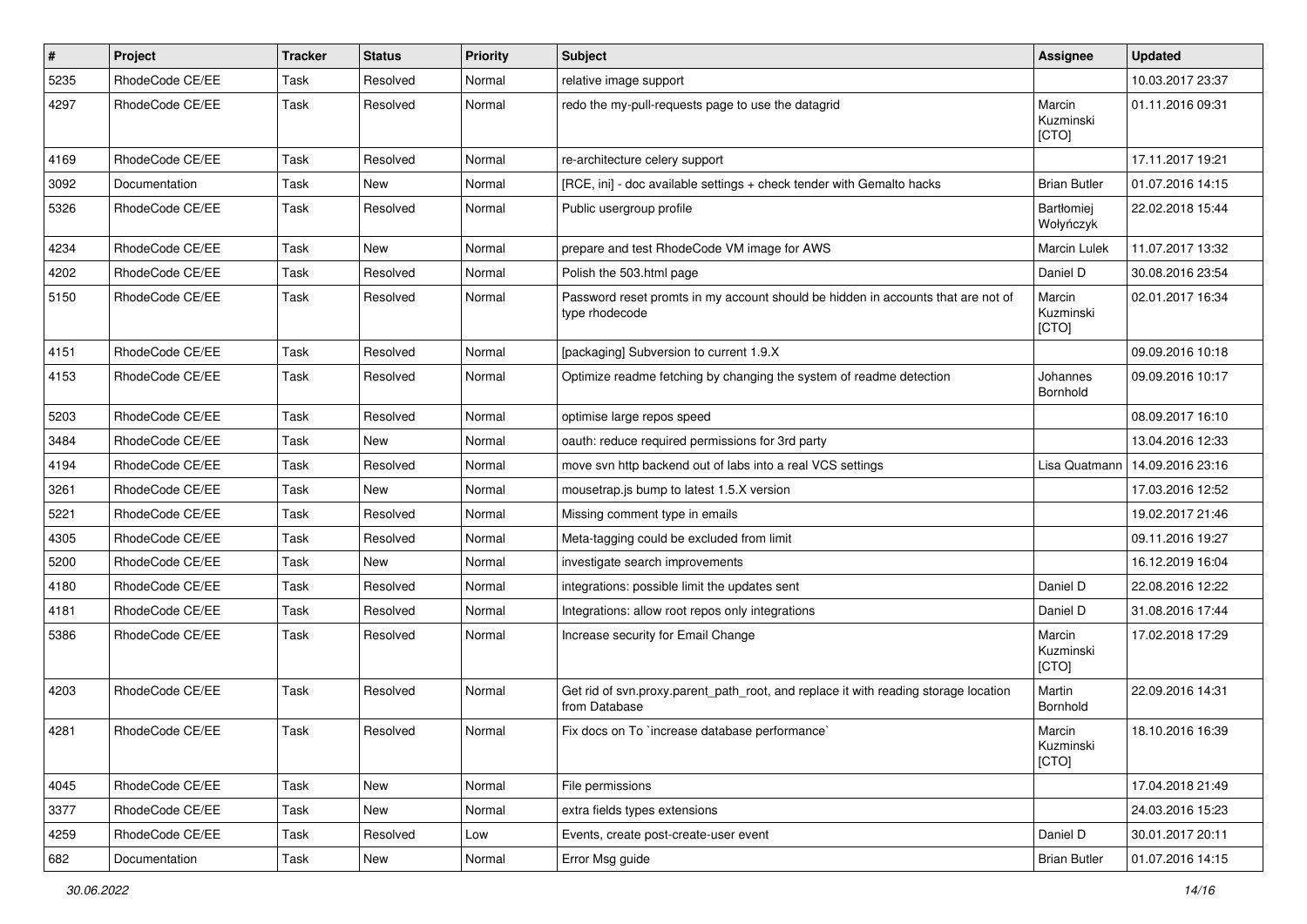| # | Project | Tracker | Status | Priority | Subject | Assignee | Updated |
|---|---|---|---|---|---|---|---|
| 5235 | RhodeCode CE/EE | Task | Resolved | Normal | relative image support | | 10.03.2017 23:37 |
| 4297 | RhodeCode CE/EE | Task | Resolved | Normal | redo the my-pull-requests page to use the datagrid | Marcin Kuzminski [CTO] | 01.11.2016 09:31 |
| 4169 | RhodeCode CE/EE | Task | Resolved | Normal | re-architecture celery support | | 17.11.2017 19:21 |
| 3092 | Documentation | Task | New | Normal | [RCE, ini] - doc available settings + check tender with Gemalto hacks | Brian Butler | 01.07.2016 14:15 |
| 5326 | RhodeCode CE/EE | Task | Resolved | Normal | Public usergroup profile | Bartłomiej Wołyńczyk | 22.02.2018 15:44 |
| 4234 | RhodeCode CE/EE | Task | New | Normal | prepare and test RhodeCode VM image for AWS | Marcin Lulek | 11.07.2017 13:32 |
| 4202 | RhodeCode CE/EE | Task | Resolved | Normal | Polish the 503.html page | Daniel D | 30.08.2016 23:54 |
| 5150 | RhodeCode CE/EE | Task | Resolved | Normal | Password reset promts in my account should be hidden in accounts that are not of type rhodecode | Marcin Kuzminski [CTO] | 02.01.2017 16:34 |
| 4151 | RhodeCode CE/EE | Task | Resolved | Normal | [packaging] Subversion to current 1.9.X | | 09.09.2016 10:18 |
| 4153 | RhodeCode CE/EE | Task | Resolved | Normal | Optimize readme fetching by changing the system of readme detection | Johannes Bornhold | 09.09.2016 10:17 |
| 5203 | RhodeCode CE/EE | Task | Resolved | Normal | optimise large repos speed | | 08.09.2017 16:10 |
| 3484 | RhodeCode CE/EE | Task | New | Normal | oauth: reduce required permissions for 3rd party | | 13.04.2016 12:33 |
| 4194 | RhodeCode CE/EE | Task | Resolved | Normal | move svn http backend out of labs into a real VCS settings | Lisa Quatmann | 14.09.2016 23:16 |
| 3261 | RhodeCode CE/EE | Task | New | Normal | mousetrap.js bump to latest 1.5.X version | | 17.03.2016 12:52 |
| 5221 | RhodeCode CE/EE | Task | Resolved | Normal | Missing comment type in emails | | 19.02.2017 21:46 |
| 4305 | RhodeCode CE/EE | Task | Resolved | Normal | Meta-tagging could be excluded from limit | | 09.11.2016 19:27 |
| 5200 | RhodeCode CE/EE | Task | New | Normal | investigate search improvements | | 16.12.2019 16:04 |
| 4180 | RhodeCode CE/EE | Task | Resolved | Normal | integrations: possible limit the updates sent | Daniel D | 22.08.2016 12:22 |
| 4181 | RhodeCode CE/EE | Task | Resolved | Normal | Integrations: allow root repos only integrations | Daniel D | 31.08.2016 17:44 |
| 5386 | RhodeCode CE/EE | Task | Resolved | Normal | Increase security for Email Change | Marcin Kuzminski [CTO] | 17.02.2018 17:29 |
| 4203 | RhodeCode CE/EE | Task | Resolved | Normal | Get rid of svn.proxy.parent_path_root, and replace it with reading storage location from Database | Martin Bornhold | 22.09.2016 14:31 |
| 4281 | RhodeCode CE/EE | Task | Resolved | Normal | Fix docs on To `increase database performance` | Marcin Kuzminski [CTO] | 18.10.2016 16:39 |
| 4045 | RhodeCode CE/EE | Task | New | Normal | File permissions | | 17.04.2018 21:49 |
| 3377 | RhodeCode CE/EE | Task | New | Normal | extra fields types extensions | | 24.03.2016 15:23 |
| 4259 | RhodeCode CE/EE | Task | Resolved | Low | Events, create post-create-user event | Daniel D | 30.01.2017 20:11 |
| 682 | Documentation | Task | New | Normal | Error Msg guide | Brian Butler | 01.07.2016 14:15 |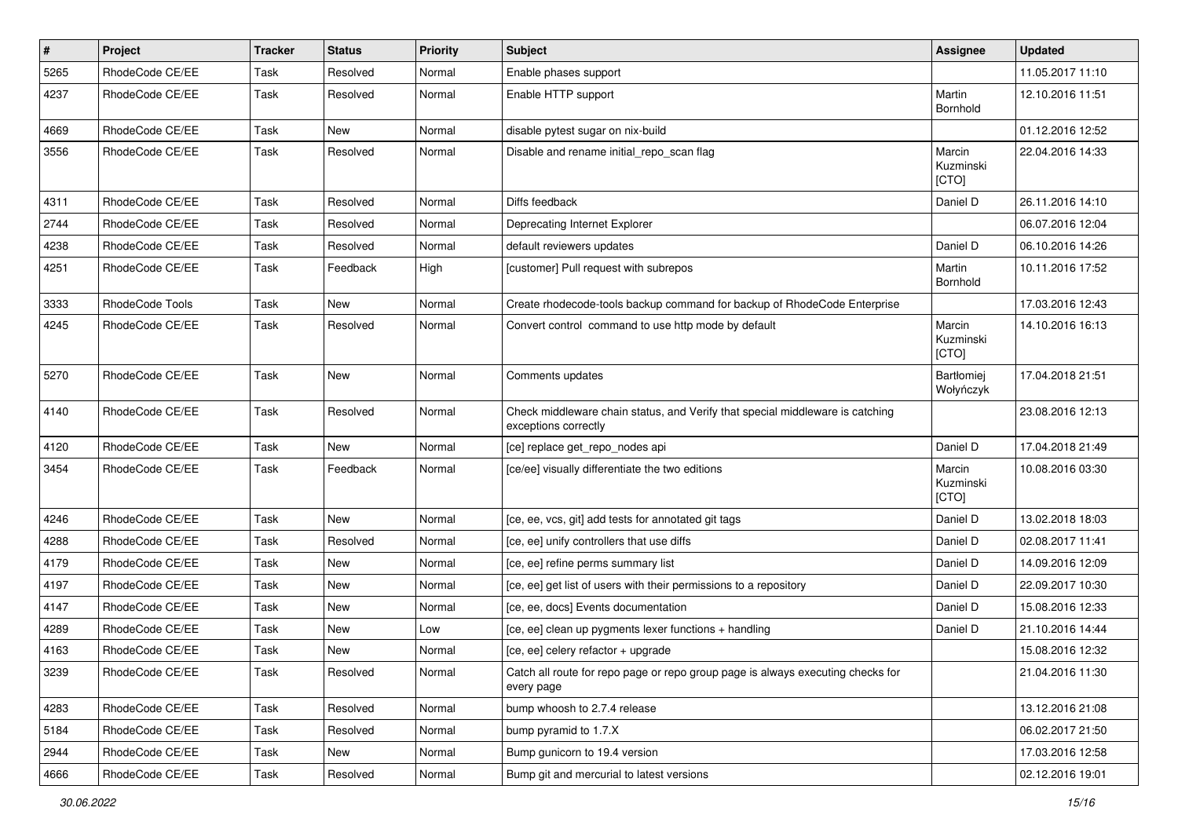| # | Project | Tracker | Status | Priority | Subject | Assignee | Updated |
|---|---|---|---|---|---|---|---|
| 5265 | RhodeCode CE/EE | Task | Resolved | Normal | Enable phases support | | 11.05.2017 11:10 |
| 4237 | RhodeCode CE/EE | Task | Resolved | Normal | Enable HTTP support | Martin Bornhold | 12.10.2016 11:51 |
| 4669 | RhodeCode CE/EE | Task | New | Normal | disable pytest sugar on nix-build | | 01.12.2016 12:52 |
| 3556 | RhodeCode CE/EE | Task | Resolved | Normal | Disable and rename initial_repo_scan flag | Marcin Kuzminski [CTO] | 22.04.2016 14:33 |
| 4311 | RhodeCode CE/EE | Task | Resolved | Normal | Diffs feedback | Daniel D | 26.11.2016 14:10 |
| 2744 | RhodeCode CE/EE | Task | Resolved | Normal | Deprecating Internet Explorer | | 06.07.2016 12:04 |
| 4238 | RhodeCode CE/EE | Task | Resolved | Normal | default reviewers updates | Daniel D | 06.10.2016 14:26 |
| 4251 | RhodeCode CE/EE | Task | Feedback | High | [customer] Pull request with subrepos | Martin Bornhold | 10.11.2016 17:52 |
| 3333 | RhodeCode Tools | Task | New | Normal | Create rhodecode-tools backup command for backup of RhodeCode Enterprise | | 17.03.2016 12:43 |
| 4245 | RhodeCode CE/EE | Task | Resolved | Normal | Convert control command to use http mode by default | Marcin Kuzminski [CTO] | 14.10.2016 16:13 |
| 5270 | RhodeCode CE/EE | Task | New | Normal | Comments updates | Bartłomiej Wołyńczyk | 17.04.2018 21:51 |
| 4140 | RhodeCode CE/EE | Task | Resolved | Normal | Check middleware chain status, and Verify that special middleware is catching exceptions correctly | | 23.08.2016 12:13 |
| 4120 | RhodeCode CE/EE | Task | New | Normal | [ce] replace get_repo_nodes api | Daniel D | 17.04.2018 21:49 |
| 3454 | RhodeCode CE/EE | Task | Feedback | Normal | [ce/ee] visually differentiate the two editions | Marcin Kuzminski [CTO] | 10.08.2016 03:30 |
| 4246 | RhodeCode CE/EE | Task | New | Normal | [ce, ee, vcs, git] add tests for annotated git tags | Daniel D | 13.02.2018 18:03 |
| 4288 | RhodeCode CE/EE | Task | Resolved | Normal | [ce, ee] unify controllers that use diffs | Daniel D | 02.08.2017 11:41 |
| 4179 | RhodeCode CE/EE | Task | New | Normal | [ce, ee] refine perms summary list | Daniel D | 14.09.2016 12:09 |
| 4197 | RhodeCode CE/EE | Task | New | Normal | [ce, ee] get list of users with their permissions to a repository | Daniel D | 22.09.2017 10:30 |
| 4147 | RhodeCode CE/EE | Task | New | Normal | [ce, ee, docs] Events documentation | Daniel D | 15.08.2016 12:33 |
| 4289 | RhodeCode CE/EE | Task | New | Low | [ce, ee] clean up pygments lexer functions + handling | Daniel D | 21.10.2016 14:44 |
| 4163 | RhodeCode CE/EE | Task | New | Normal | [ce, ee] celery refactor + upgrade | | 15.08.2016 12:32 |
| 3239 | RhodeCode CE/EE | Task | Resolved | Normal | Catch all route for repo page or repo group page is always executing checks for every page | | 21.04.2016 11:30 |
| 4283 | RhodeCode CE/EE | Task | Resolved | Normal | bump whoosh to 2.7.4 release | | 13.12.2016 21:08 |
| 5184 | RhodeCode CE/EE | Task | Resolved | Normal | bump pyramid to 1.7.X | | 06.02.2017 21:50 |
| 2944 | RhodeCode CE/EE | Task | New | Normal | Bump gunicorn to 19.4 version | | 17.03.2016 12:58 |
| 4666 | RhodeCode CE/EE | Task | Resolved | Normal | Bump git and mercurial to latest versions | | 02.12.2016 19:01 |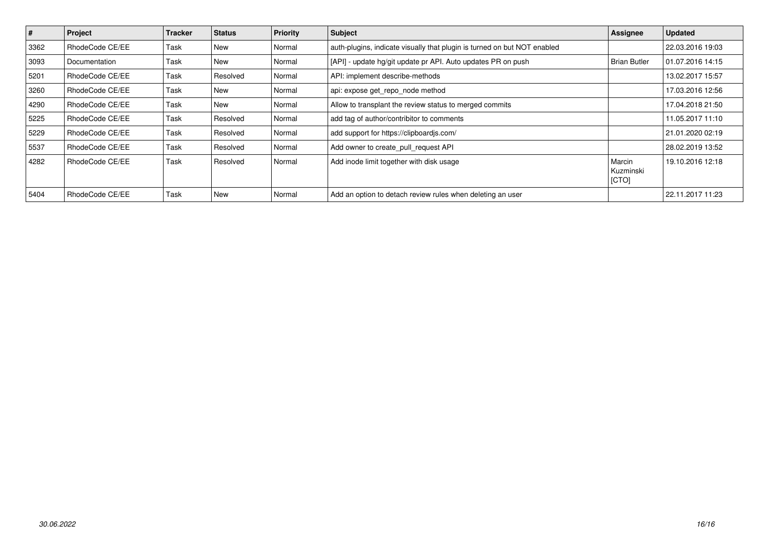| # | Project | Tracker | Status | Priority | Subject | Assignee | Updated |
| --- | --- | --- | --- | --- | --- | --- | --- |
| 3362 | RhodeCode CE/EE | Task | New | Normal | auth-plugins, indicate visually that plugin is turned on but NOT enabled | | 22.03.2016 19:03 |
| 3093 | Documentation | Task | New | Normal | [API] - update hg/git update pr API. Auto updates PR on push | Brian Butler | 01.07.2016 14:15 |
| 5201 | RhodeCode CE/EE | Task | Resolved | Normal | API: implement describe-methods | | 13.02.2017 15:57 |
| 3260 | RhodeCode CE/EE | Task | New | Normal | api: expose get_repo_node method | | 17.03.2016 12:56 |
| 4290 | RhodeCode CE/EE | Task | New | Normal | Allow to transplant the review status to merged commits | | 17.04.2018 21:50 |
| 5225 | RhodeCode CE/EE | Task | Resolved | Normal | add tag of author/contribitor to comments | | 11.05.2017 11:10 |
| 5229 | RhodeCode CE/EE | Task | Resolved | Normal | add support for https://clipboardjs.com/ | | 21.01.2020 02:19 |
| 5537 | RhodeCode CE/EE | Task | Resolved | Normal | Add owner to create_pull_request API | | 28.02.2019 13:52 |
| 4282 | RhodeCode CE/EE | Task | Resolved | Normal | Add inode limit together with disk usage | Marcin Kuzminski [CTO] | 19.10.2016 12:18 |
| 5404 | RhodeCode CE/EE | Task | New | Normal | Add an option to detach review rules when deleting an user | | 22.11.2017 11:23 |